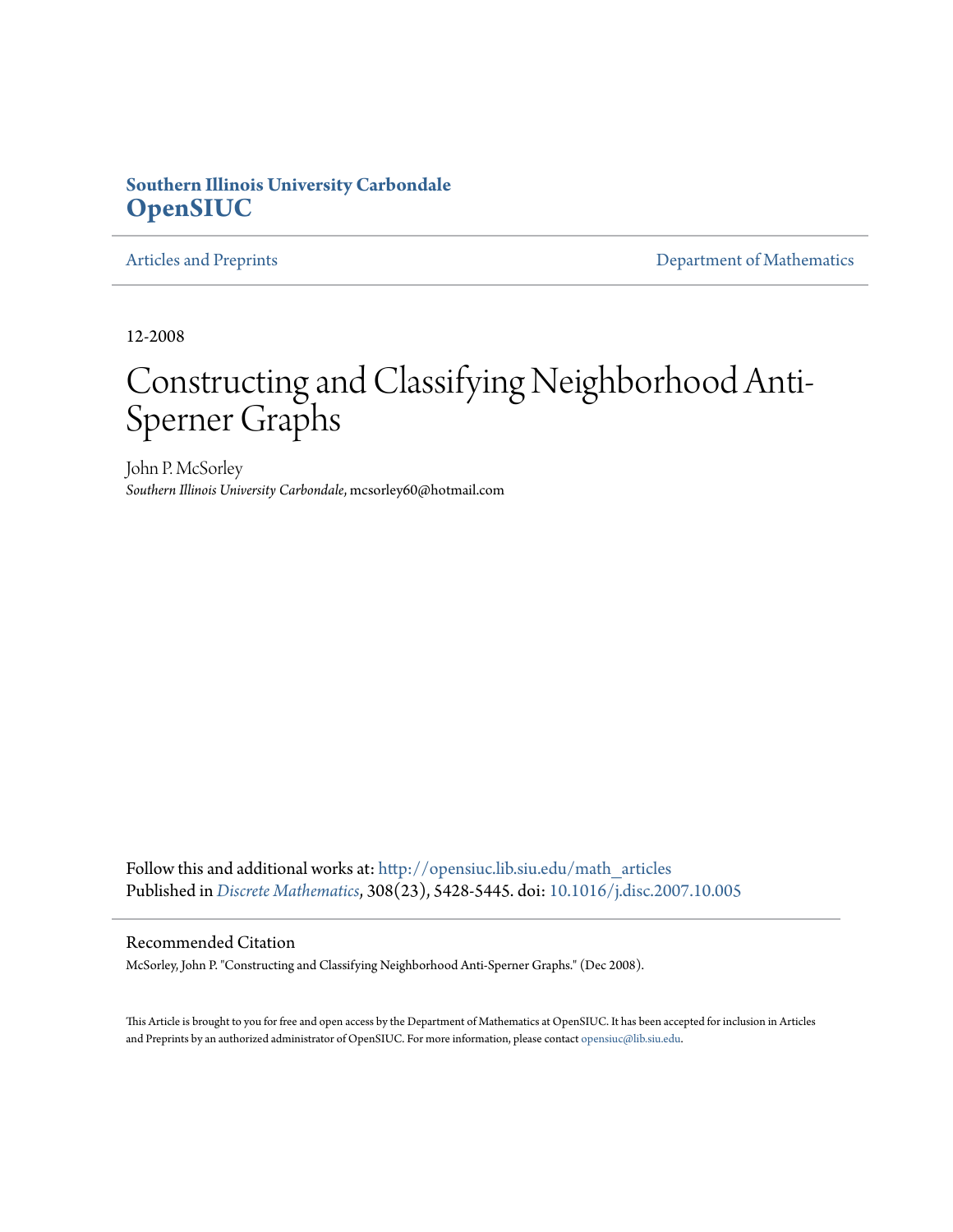**Southern Illinois University Carbondale**
**OpenSIUC**

Articles and Preprints | Department of Mathematics

12-2008

# Constructing and Classifying Neighborhood Anti-Sperner Graphs

John P. McSorley
*Southern Illinois University Carbondale*, mcsorley60@hotmail.com

Follow this and additional works at: http://opensiuc.lib.siu.edu/math_articles
Published in *Discrete Mathematics*, 308(23), 5428-5445. doi: 10.1016/j.disc.2007.10.005

## Recommended Citation

McSorley, John P. "Constructing and Classifying Neighborhood Anti-Sperner Graphs." (Dec 2008).

This Article is brought to you for free and open access by the Department of Mathematics at OpenSIUC. It has been accepted for inclusion in Articles and Preprints by an authorized administrator of OpenSIUC. For more information, please contact opensiuc@lib.siu.edu.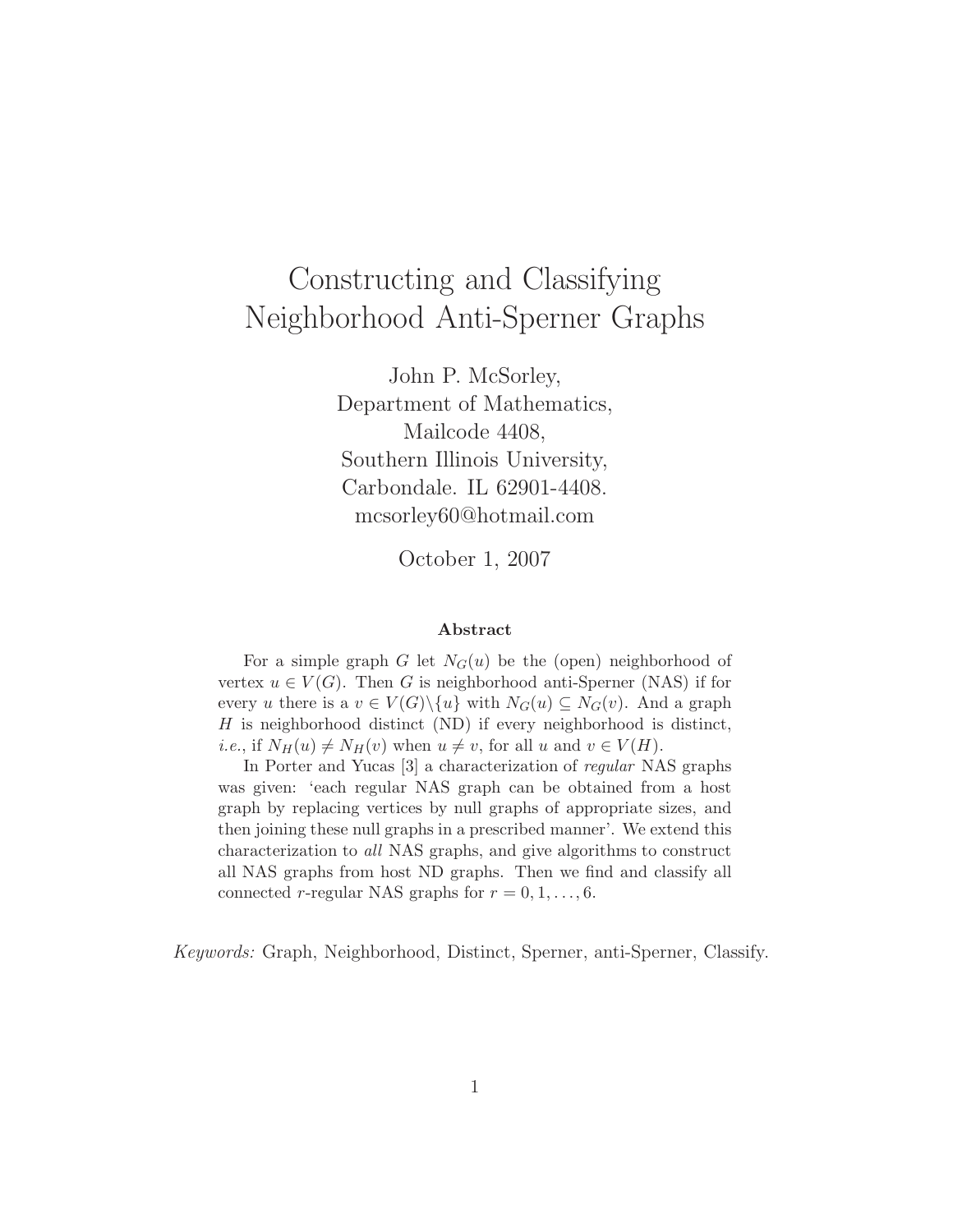# Constructing and Classifying Neighborhood Anti-Sperner Graphs

John P. McSorley,
Department of Mathematics,
Mailcode 4408,
Southern Illinois University,
Carbondale. IL 62901-4408.
mcsorley60@hotmail.com

October 1, 2007

**Abstract**

For a simple graph $G$ let $N_G(u)$ be the (open) neighborhood of vertex $u \in V(G)$. Then $G$ is neighborhood anti-Sperner (NAS) if for every $u$ there is a $v \in V(G)\backslash\{u\}$ with $N_G(u) \subseteq N_G(v)$. And a graph $H$ is neighborhood distinct (ND) if every neighborhood is distinct, *i.e.*, if $N_H(u) \neq N_H(v)$ when $u \neq v$, for all $u$ and $v \in V(H)$.

In Porter and Yucas [3] a characterization of *regular* NAS graphs was given: 'each regular NAS graph can be obtained from a host graph by replacing vertices by null graphs of appropriate sizes, and then joining these null graphs in a prescribed manner'. We extend this characterization to *all* NAS graphs, and give algorithms to construct all NAS graphs from host ND graphs. Then we find and classify all connected $r$-regular NAS graphs for $r = 0, 1, \ldots, 6$.

*Keywords:* Graph, Neighborhood, Distinct, Sperner, anti-Sperner, Classify.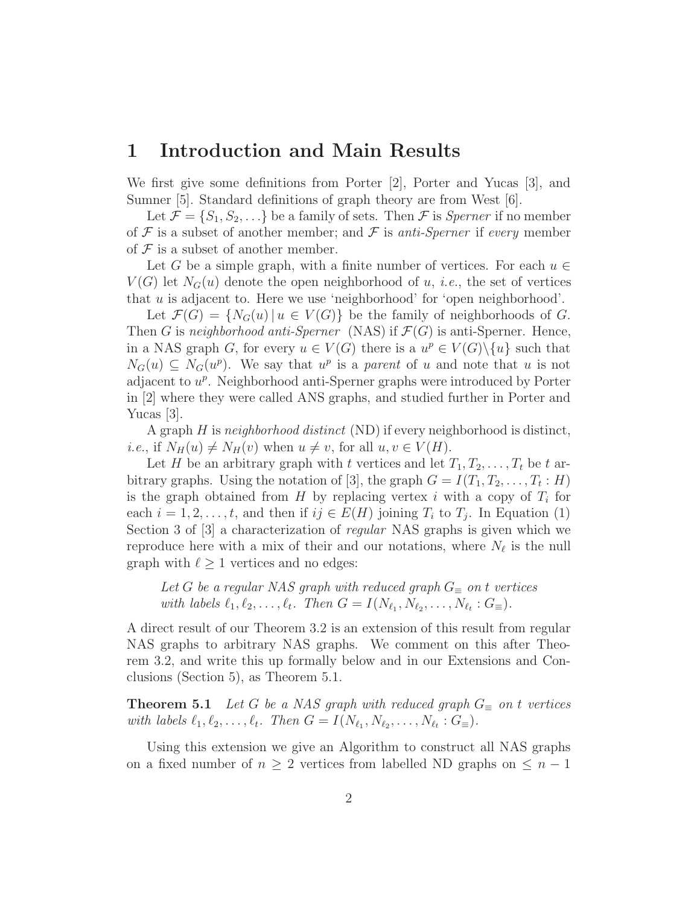# 1 Introduction and Main Results

We first give some definitions from Porter [2], Porter and Yucas [3], and Sumner [5]. Standard definitions of graph theory are from West [6].

Let $\mathcal{F} = \{S_1, S_2, \ldots\}$ be a family of sets. Then $\mathcal{F}$ is *Sperner* if no member of $\mathcal{F}$ is a subset of another member; and $\mathcal{F}$ is *anti-Sperner* if *every* member of $\mathcal{F}$ is a subset of another member.

Let $G$ be a simple graph, with a finite number of vertices. For each $u \in V(G)$ let $N_G(u)$ denote the open neighborhood of $u$, *i.e.*, the set of vertices that $u$ is adjacent to. Here we use 'neighborhood' for 'open neighborhood'.

Let $\mathcal{F}(G) = \{N_G(u) \,|\, u \in V(G)\}$ be the family of neighborhoods of $G$. Then $G$ is *neighborhood anti-Sperner* (NAS) if $\mathcal{F}(G)$ is anti-Sperner. Hence, in a NAS graph $G$, for every $u \in V(G)$ there is a $u^p \in V(G) \backslash \{u\}$ such that $N_G(u) \subseteq N_G(u^p)$. We say that $u^p$ is a *parent* of $u$ and note that $u$ is not adjacent to $u^p$. Neighborhood anti-Sperner graphs were introduced by Porter in [2] where they were called ANS graphs, and studied further in Porter and Yucas [3].

A graph $H$ is *neighborhood distinct* (ND) if every neighborhood is distinct, *i.e.*, if $N_H(u) \neq N_H(v)$ when $u \neq v$, for all $u, v \in V(H)$.

Let $H$ be an arbitrary graph with $t$ vertices and let $T_1, T_2, \ldots, T_t$ be $t$ arbitrary graphs. Using the notation of [3], the graph $G = I(T_1, T_2, \ldots, T_t : H)$ is the graph obtained from $H$ by replacing vertex $i$ with a copy of $T_i$ for each $i = 1, 2, \ldots, t$, and then if $ij \in E(H)$ joining $T_i$ to $T_j$. In Equation (1) Section 3 of [3] a characterization of *regular* NAS graphs is given which we reproduce here with a mix of their and our notations, where $N_\ell$ is the null graph with $\ell \geq 1$ vertices and no edges:

> *Let $G$ be a regular NAS graph with reduced graph $G_\equiv$ on $t$ vertices with labels $\ell_1, \ell_2, \ldots, \ell_t$. Then $G = I(N_{\ell_1}, N_{\ell_2}, \ldots, N_{\ell_t} : G_\equiv)$.*

A direct result of our Theorem 3.2 is an extension of this result from regular NAS graphs to arbitrary NAS graphs. We comment on this after Theorem 3.2, and write this up formally below and in our Extensions and Conclusions (Section 5), as Theorem 5.1.

**Theorem 5.1** *Let $G$ be a NAS graph with reduced graph $G_\equiv$ on $t$ vertices with labels $\ell_1, \ell_2, \ldots, \ell_t$. Then $G = I(N_{\ell_1}, N_{\ell_2}, \ldots, N_{\ell_t} : G_\equiv)$.*

Using this extension we give an Algorithm to construct all NAS graphs on a fixed number of $n \geq 2$ vertices from labelled ND graphs on $\leq n - 1$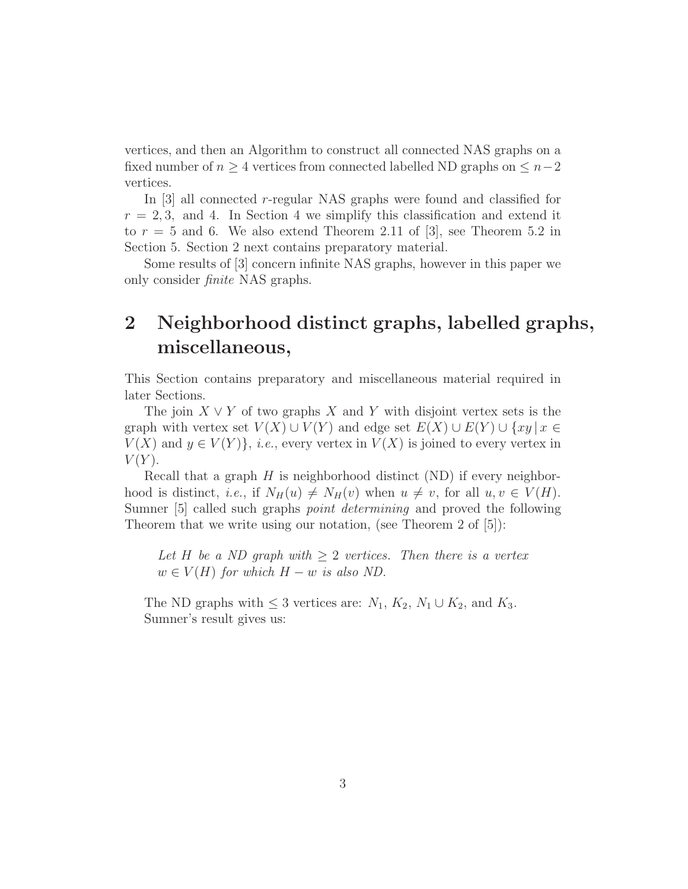vertices, and then an Algorithm to construct all connected NAS graphs on a fixed number of $n \geq 4$ vertices from connected labelled ND graphs on $\leq n-2$ vertices.

In [3] all connected $r$-regular NAS graphs were found and classified for $r = 2, 3,$ and $4$. In Section 4 we simplify this classification and extend it to $r = 5$ and $6$. We also extend Theorem 2.11 of [3], see Theorem 5.2 in Section 5. Section 2 next contains preparatory material.

Some results of [3] concern infinite NAS graphs, however in this paper we only consider *finite* NAS graphs.

## 2 Neighborhood distinct graphs, labelled graphs, miscellaneous,

This Section contains preparatory and miscellaneous material required in later Sections.

The join $X \vee Y$ of two graphs $X$ and $Y$ with disjoint vertex sets is the graph with vertex set $V(X) \cup V(Y)$ and edge set $E(X) \cup E(Y) \cup \{xy \,|\, x \in V(X) \text{ and } y \in V(Y)\}$, *i.e.*, every vertex in $V(X)$ is joined to every vertex in $V(Y)$.

Recall that a graph $H$ is neighborhood distinct (ND) if every neighborhood is distinct, *i.e.*, if $N_H(u) \neq N_H(v)$ when $u \neq v$, for all $u, v \in V(H)$. Sumner [5] called such graphs *point determining* and proved the following Theorem that we write using our notation, (see Theorem 2 of [5]):

> *Let $H$ be a ND graph with $\geq 2$ vertices. Then there is a vertex $w \in V(H)$ for which $H - w$ is also ND.*

The ND graphs with $\leq 3$ vertices are: $N_1$, $K_2$, $N_1 \cup K_2$, and $K_3$.

Sumner's result gives us: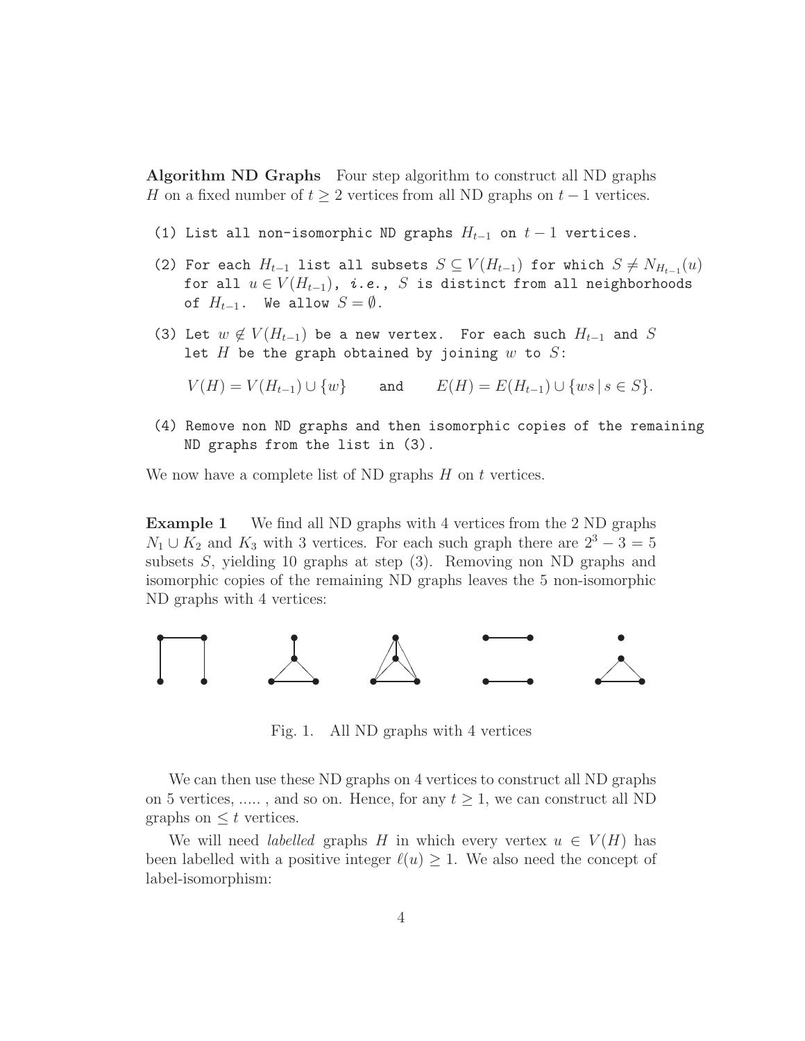**Algorithm ND Graphs** Four step algorithm to construct all ND graphs $H$ on a fixed number of $t \geq 2$ vertices from all ND graphs on $t-1$ vertices.

```
(1) List all non-isomorphic ND graphs H_{t-1} on t-1 vertices.

(2) For each H_{t-1} list all subsets S ⊆ V(H_{t-1}) for which S ≠ N_{H_{t-1}}(u)
    for all u ∈ V(H_{t-1}), i.e., S is distinct from all neighborhoods
    of H_{t-1}. We allow S = ∅.

(3) Let w ∉ V(H_{t-1}) be a new vertex. For each such H_{t-1} and S
    let H be the graph obtained by joining w to S:

    V(H) = V(H_{t-1}) ∪ {w}    and    E(H) = E(H_{t-1}) ∪ {ws | s ∈ S}.

(4) Remove non ND graphs and then isomorphic copies of the remaining
    ND graphs from the list in (3).
```

We now have a complete list of ND graphs $H$ on $t$ vertices.

**Example 1** We find all ND graphs with 4 vertices from the 2 ND graphs $N_1 \cup K_2$ and $K_3$ with 3 vertices. For each such graph there are $2^3 - 3 = 5$ subsets $S$, yielding 10 graphs at step (3). Removing non ND graphs and isomorphic copies of the remaining ND graphs leaves the 5 non-isomorphic ND graphs with 4 vertices:

Fig. 1. All ND graphs with 4 vertices

We can then use these ND graphs on 4 vertices to construct all ND graphs on 5 vertices, ..... , and so on. Hence, for any $t \geq 1$, we can construct all ND graphs on $\leq t$ vertices.

We will need *labelled* graphs $H$ in which every vertex $u \in V(H)$ has been labelled with a positive integer $\ell(u) \geq 1$. We also need the concept of label-isomorphism: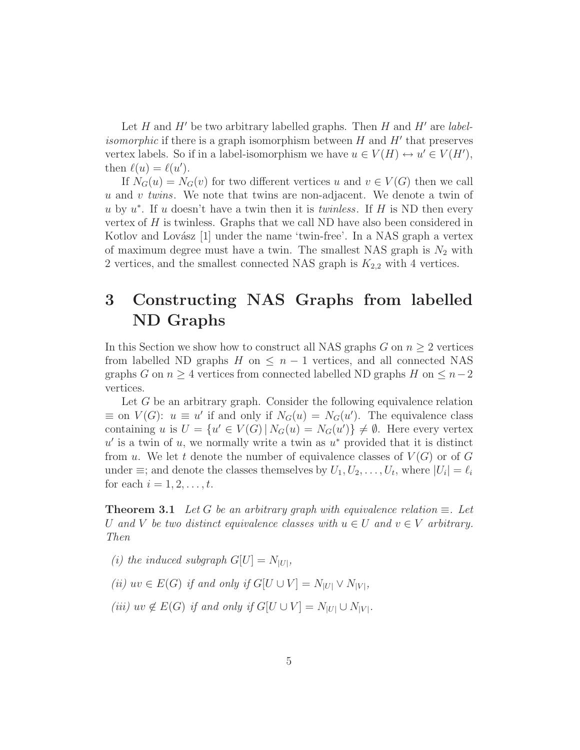Let $H$ and $H'$ be two arbitrary labelled graphs. Then $H$ and $H'$ are *label-isomorphic* if there is a graph isomorphism between $H$ and $H'$ that preserves vertex labels. So if in a label-isomorphism we have $u \in V(H) \leftrightarrow u' \in V(H')$, then $\ell(u) = \ell(u')$.

If $N_G(u) = N_G(v)$ for two different vertices $u$ and $v \in V(G)$ then we call $u$ and $v$ *twins*. We note that twins are non-adjacent. We denote a twin of $u$ by $u^*$. If $u$ doesn't have a twin then it is *twinless*. If $H$ is ND then every vertex of $H$ is twinless. Graphs that we call ND have also been considered in Kotlov and Lovász [1] under the name 'twin-free'. In a NAS graph a vertex of maximum degree must have a twin. The smallest NAS graph is $N_2$ with 2 vertices, and the smallest connected NAS graph is $K_{2,2}$ with 4 vertices.

# 3 Constructing NAS Graphs from labelled ND Graphs

In this Section we show how to construct all NAS graphs $G$ on $n \geq 2$ vertices from labelled ND graphs $H$ on $\leq n-1$ vertices, and all connected NAS graphs $G$ on $n \geq 4$ vertices from connected labelled ND graphs $H$ on $\leq n-2$ vertices.

Let $G$ be an arbitrary graph. Consider the following equivalence relation $\equiv$ on $V(G)$: $u \equiv u'$ if and only if $N_G(u) = N_G(u')$. The equivalence class containing $u$ is $U = \{u' \in V(G) \mid N_G(u) = N_G(u')\} \neq \emptyset$. Here every vertex $u'$ is a twin of $u$, we normally write a twin as $u^*$ provided that it is distinct from $u$. We let $t$ denote the number of equivalence classes of $V(G)$ or of $G$ under $\equiv$; and denote the classes themselves by $U_1, U_2, \ldots, U_t$, where $|U_i| = \ell_i$ for each $i = 1, 2, \ldots, t$.

**Theorem 3.1** *Let $G$ be an arbitrary graph with equivalence relation $\equiv$. Let $U$ and $V$ be two distinct equivalence classes with $u \in U$ and $v \in V$ arbitrary. Then*

*(i) the induced subgraph $G[U] = N_{|U|}$,*

*(ii) $uv \in E(G)$ if and only if $G[U \cup V] = N_{|U|} \vee N_{|V|}$,*

*(iii) $uv \notin E(G)$ if and only if $G[U \cup V] = N_{|U|} \cup N_{|V|}$.*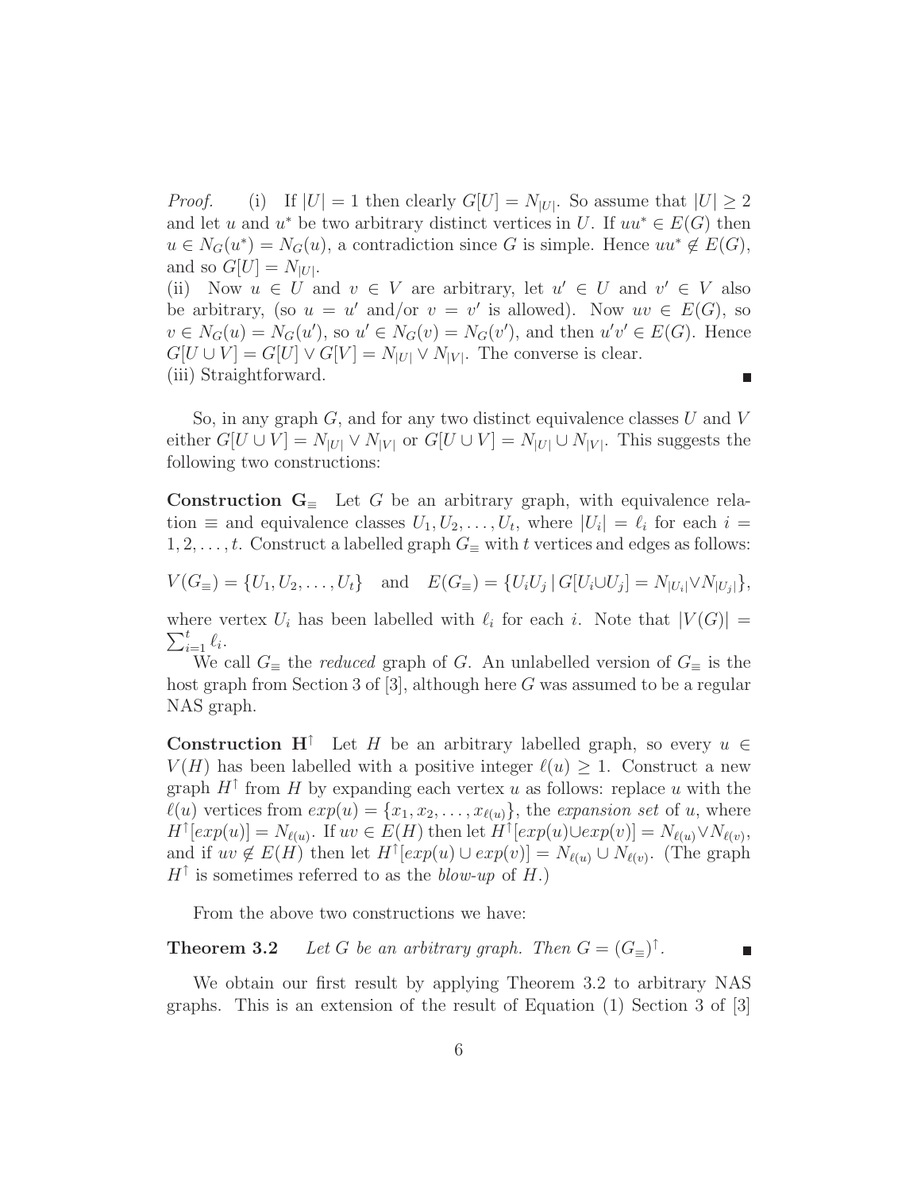*Proof.* (i) If $|U| = 1$ then clearly $G[U] = N_{|U|}$. So assume that $|U| \geq 2$ and let $u$ and $u^*$ be two arbitrary distinct vertices in $U$. If $uu^* \in E(G)$ then $u \in N_G(u^*) = N_G(u)$, a contradiction since $G$ is simple. Hence $uu^* \notin E(G)$, and so $G[U] = N_{|U|}$.
(ii) Now $u \in U$ and $v \in V$ are arbitrary, let $u' \in U$ and $v' \in V$ also be arbitrary, (so $u = u'$ and/or $v = v'$ is allowed). Now $uv \in E(G)$, so $v \in N_G(u) = N_G(u')$, so $u' \in N_G(v) = N_G(v')$, and then $u'v' \in E(G)$. Hence $G[U \cup V] = G[U] \vee G[V] = N_{|U|} \vee N_{|V|}$. The converse is clear.
(iii) Straightforward. ∎

So, in any graph $G$, and for any two distinct equivalence classes $U$ and $V$ either $G[U \cup V] = N_{|U|} \vee N_{|V|}$ or $G[U \cup V] = N_{|U|} \cup N_{|V|}$. This suggests the following two constructions:

**Construction $\mathbf{G}_\equiv$** Let $G$ be an arbitrary graph, with equivalence relation $\equiv$ and equivalence classes $U_1, U_2, \ldots, U_t$, where $|U_i| = \ell_i$ for each $i = 1, 2, \ldots, t$. Construct a labelled graph $G_\equiv$ with $t$ vertices and edges as follows:

$$V(G_\equiv) = \{U_1, U_2, \ldots, U_t\} \quad \text{and} \quad E(G_\equiv) = \{U_iU_j \mid G[U_i \cup U_j] = N_{|U_i|} \vee N_{|U_j|}\},$$

where vertex $U_i$ has been labelled with $\ell_i$ for each $i$. Note that $|V(G)| = \sum_{i=1}^{t} \ell_i$.

We call $G_\equiv$ the *reduced* graph of $G$. An unlabelled version of $G_\equiv$ is the host graph from Section 3 of [3], although here $G$ was assumed to be a regular NAS graph.

**Construction $\mathbf{H}^\uparrow$** Let $H$ be an arbitrary labelled graph, so every $u \in V(H)$ has been labelled with a positive integer $\ell(u) \geq 1$. Construct a new graph $H^\uparrow$ from $H$ by expanding each vertex $u$ as follows: replace $u$ with the $\ell(u)$ vertices from $exp(u) = \{x_1, x_2, \ldots, x_{\ell(u)}\}$, the *expansion set* of $u$, where $H^\uparrow[exp(u)] = N_{\ell(u)}$. If $uv \in E(H)$ then let $H^\uparrow[exp(u) \cup exp(v)] = N_{\ell(u)} \vee N_{\ell(v)}$, and if $uv \notin E(H)$ then let $H^\uparrow[exp(u) \cup exp(v)] = N_{\ell(u)} \cup N_{\ell(v)}$. (The graph $H^\uparrow$ is sometimes referred to as the *blow-up* of $H$.)

From the above two constructions we have:

**Theorem 3.2** *Let $G$ be an arbitrary graph. Then $G = (G_\equiv)^\uparrow$.* ∎

We obtain our first result by applying Theorem 3.2 to arbitrary NAS graphs. This is an extension of the result of Equation (1) Section 3 of [3]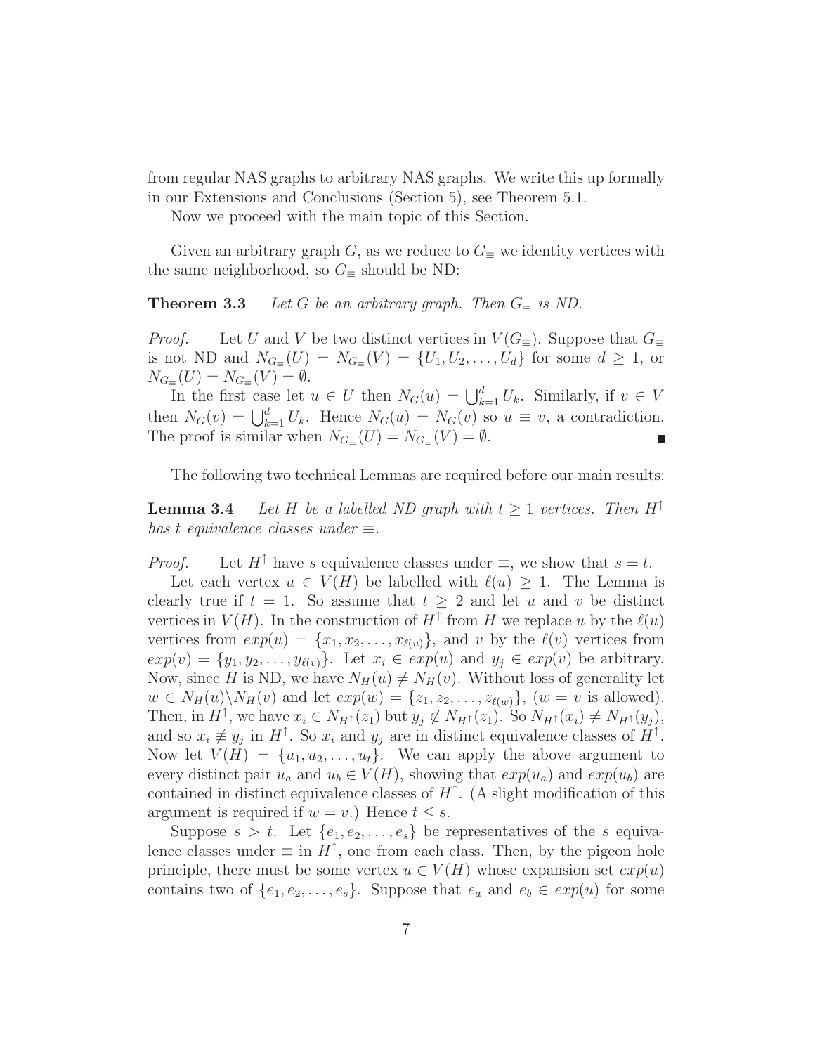from regular NAS graphs to arbitrary NAS graphs. We write this up formally in our Extensions and Conclusions (Section 5), see Theorem 5.1.

Now we proceed with the main topic of this Section.

Given an arbitrary graph $G$, as we reduce to $G_{\equiv}$ we identity vertices with the same neighborhood, so $G_{\equiv}$ should be ND:

**Theorem 3.3** *Let $G$ be an arbitrary graph. Then $G_{\equiv}$ is ND.*

*Proof.* Let $U$ and $V$ be two distinct vertices in $V(G_{\equiv})$. Suppose that $G_{\equiv}$ is not ND and $N_{G_{\equiv}}(U) = N_{G_{\equiv}}(V) = \{U_1, U_2, \ldots, U_d\}$ for some $d \geq 1$, or $N_{G_{\equiv}}(U) = N_{G_{\equiv}}(V) = \emptyset$.

In the first case let $u \in U$ then $N_G(u) = \bigcup_{k=1}^{d} U_k$. Similarly, if $v \in V$ then $N_G(v) = \bigcup_{k=1}^{d} U_k$. Hence $N_G(u) = N_G(v)$ so $u \equiv v$, a contradiction. The proof is similar when $N_{G_{\equiv}}(U) = N_{G_{\equiv}}(V) = \emptyset$. ∎

The following two technical Lemmas are required before our main results:

**Lemma 3.4** *Let $H$ be a labelled ND graph with $t \geq 1$ vertices. Then $H^{\uparrow}$ has $t$ equivalence classes under $\equiv$.*

*Proof.* Let $H^{\uparrow}$ have $s$ equivalence classes under $\equiv$, we show that $s = t$.

Let each vertex $u \in V(H)$ be labelled with $\ell(u) \geq 1$. The Lemma is clearly true if $t = 1$. So assume that $t \geq 2$ and let $u$ and $v$ be distinct vertices in $V(H)$. In the construction of $H^{\uparrow}$ from $H$ we replace $u$ by the $\ell(u)$ vertices from $exp(u) = \{x_1, x_2, \ldots, x_{\ell(u)}\}$, and $v$ by the $\ell(v)$ vertices from $exp(v) = \{y_1, y_2, \ldots, y_{\ell(v)}\}$. Let $x_i \in exp(u)$ and $y_j \in exp(v)$ be arbitrary. Now, since $H$ is ND, we have $N_H(u) \neq N_H(v)$. Without loss of generality let $w \in N_H(u) \backslash N_H(v)$ and let $exp(w) = \{z_1, z_2, \ldots, z_{\ell(w)}\}$, ($w = v$ is allowed). Then, in $H^{\uparrow}$, we have $x_i \in N_{H^{\uparrow}}(z_1)$ but $y_j \notin N_{H^{\uparrow}}(z_1)$. So $N_{H^{\uparrow}}(x_i) \neq N_{H^{\uparrow}}(y_j)$, and so $x_i \not\equiv y_j$ in $H^{\uparrow}$. So $x_i$ and $y_j$ are in distinct equivalence classes of $H^{\uparrow}$. Now let $V(H) = \{u_1, u_2, \ldots, u_t\}$. We can apply the above argument to every distinct pair $u_a$ and $u_b \in V(H)$, showing that $exp(u_a)$ and $exp(u_b)$ are contained in distinct equivalence classes of $H^{\uparrow}$. (A slight modification of this argument is required if $w = v$.) Hence $t \leq s$.

Suppose $s > t$. Let $\{e_1, e_2, \ldots, e_s\}$ be representatives of the $s$ equivalence classes under $\equiv$ in $H^{\uparrow}$, one from each class. Then, by the pigeon hole principle, there must be some vertex $u \in V(H)$ whose expansion set $exp(u)$ contains two of $\{e_1, e_2, \ldots, e_s\}$. Suppose that $e_a$ and $e_b \in exp(u)$ for some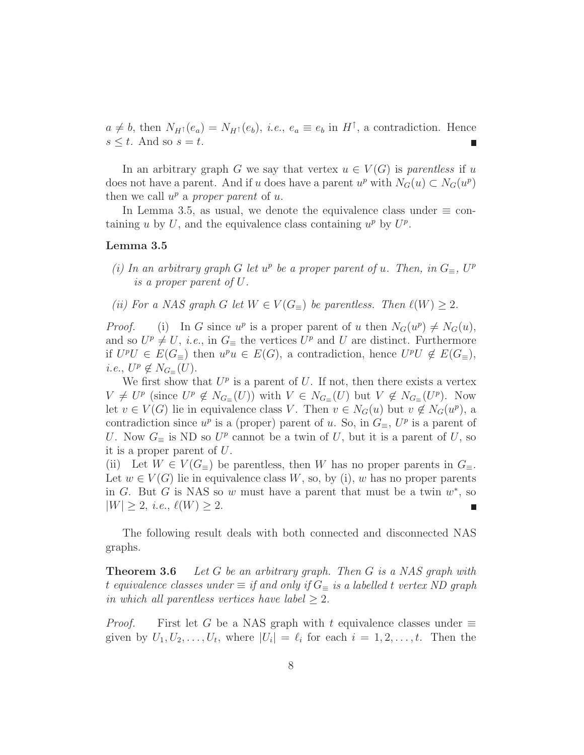$a \neq b$, then $N_{H^{\uparrow}}(e_a) = N_{H^{\uparrow}}(e_b)$, *i.e.*, $e_a \equiv e_b$ in $H^{\uparrow}$, a contradiction. Hence $s \leq t$. And so $s = t$. ∎

In an arbitrary graph $G$ we say that vertex $u \in V(G)$ is *parentless* if $u$ does not have a parent. And if $u$ does have a parent $u^p$ with $N_G(u) \subset N_G(u^p)$ then we call $u^p$ a *proper parent* of $u$.

In Lemma 3.5, as usual, we denote the equivalence class under $\equiv$ containing $u$ by $U$, and the equivalence class containing $u^p$ by $U^p$.

**Lemma 3.5**

*(i) In an arbitrary graph $G$ let $u^p$ be a proper parent of $u$. Then, in $G_{\equiv}$, $U^p$ is a proper parent of $U$.*

*(ii) For a NAS graph $G$ let $W \in V(G_{\equiv})$ be parentless. Then $\ell(W) \geq 2$.*

*Proof.* (i) In $G$ since $u^p$ is a proper parent of $u$ then $N_G(u^p) \neq N_G(u)$, and so $U^p \neq U$, *i.e.*, in $G_{\equiv}$ the vertices $U^p$ and $U$ are distinct. Furthermore if $U^pU \in E(G_{\equiv})$ then $u^pu \in E(G)$, a contradiction, hence $U^pU \notin E(G_{\equiv})$, *i.e.*, $U^p \notin N_{G_{\equiv}}(U)$.

We first show that $U^p$ is a parent of $U$. If not, then there exists a vertex $V \neq U^p$ (since $U^p \notin N_{G_{\equiv}}(U)$) with $V \in N_{G_{\equiv}}(U)$ but $V \notin N_{G_{\equiv}}(U^p)$. Now let $v \in V(G)$ lie in equivalence class $V$. Then $v \in N_G(u)$ but $v \notin N_G(u^p)$, a contradiction since $u^p$ is a (proper) parent of $u$. So, in $G_{\equiv}$, $U^p$ is a parent of $U$. Now $G_{\equiv}$ is ND so $U^p$ cannot be a twin of $U$, but it is a parent of $U$, so it is a proper parent of $U$.

(ii) Let $W \in V(G_{\equiv})$ be parentless, then $W$ has no proper parents in $G_{\equiv}$. Let $w \in V(G)$ lie in equivalence class $W$, so, by (i), $w$ has no proper parents in $G$. But $G$ is NAS so $w$ must have a parent that must be a twin $w^*$, so $|W| \geq 2$, *i.e.*, $\ell(W) \geq 2$. ∎

The following result deals with both connected and disconnected NAS graphs.

**Theorem 3.6** *Let $G$ be an arbitrary graph. Then $G$ is a NAS graph with $t$ equivalence classes under $\equiv$ if and only if $G_{\equiv}$ is a labelled $t$ vertex ND graph in which all parentless vertices have label $\geq 2$.*

*Proof.* First let $G$ be a NAS graph with $t$ equivalence classes under $\equiv$ given by $U_1, U_2, \ldots, U_t$, where $|U_i| = \ell_i$ for each $i = 1, 2, \ldots, t$. Then the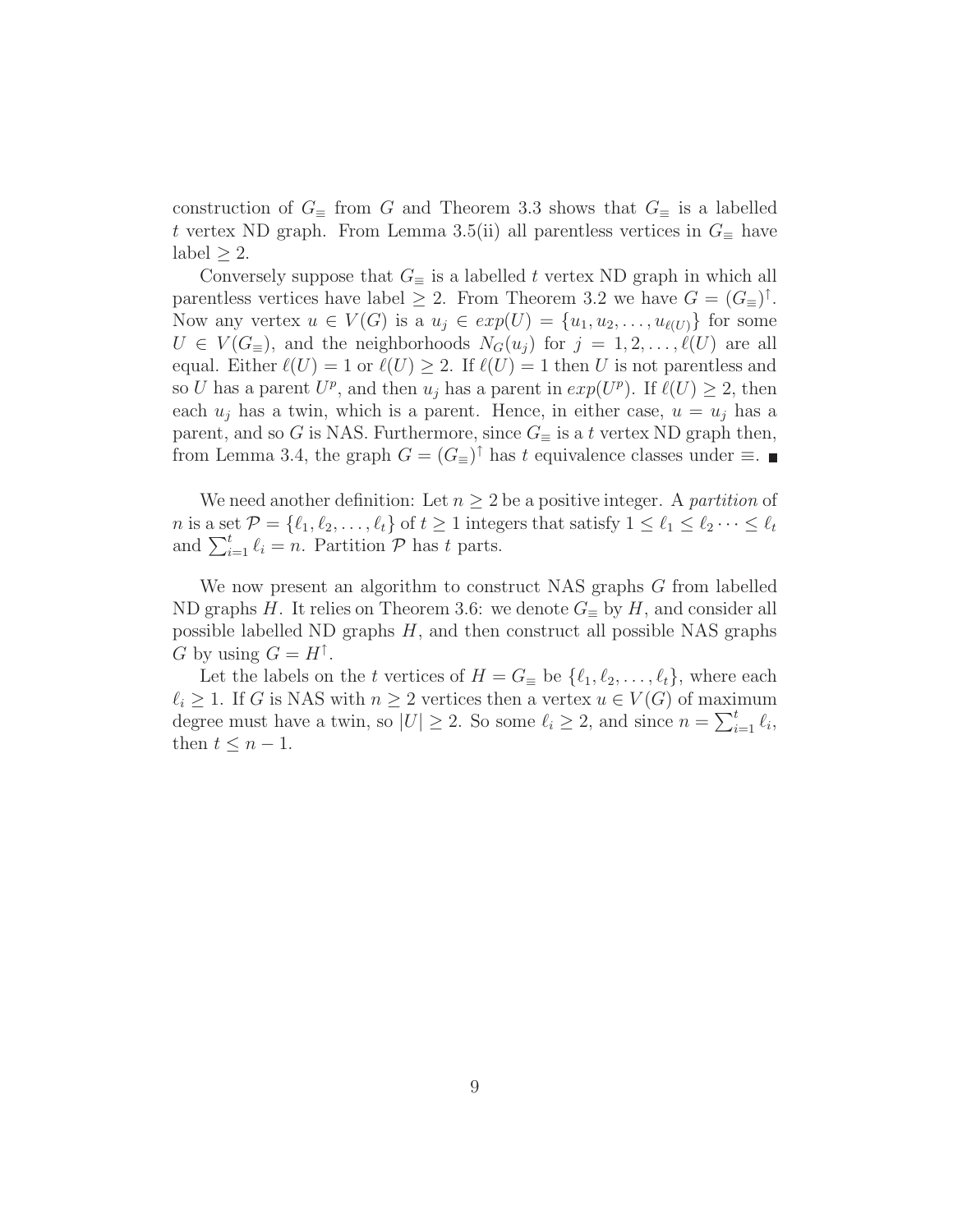construction of $G_{\equiv}$ from $G$ and Theorem 3.3 shows that $G_{\equiv}$ is a labelled $t$ vertex ND graph. From Lemma 3.5(ii) all parentless vertices in $G_{\equiv}$ have label $\geq 2$.

Conversely suppose that $G_{\equiv}$ is a labelled $t$ vertex ND graph in which all parentless vertices have label $\geq 2$. From Theorem 3.2 we have $G = (G_{\equiv})^{\uparrow}$. Now any vertex $u \in V(G)$ is a $u_j \in exp(U) = \{u_1, u_2, \ldots, u_{\ell(U)}\}$ for some $U \in V(G_{\equiv})$, and the neighborhoods $N_G(u_j)$ for $j = 1, 2, \ldots, \ell(U)$ are all equal. Either $\ell(U) = 1$ or $\ell(U) \geq 2$. If $\ell(U) = 1$ then $U$ is not parentless and so $U$ has a parent $U^p$, and then $u_j$ has a parent in $exp(U^p)$. If $\ell(U) \geq 2$, then each $u_j$ has a twin, which is a parent. Hence, in either case, $u = u_j$ has a parent, and so $G$ is NAS. Furthermore, since $G_{\equiv}$ is a $t$ vertex ND graph then, from Lemma 3.4, the graph $G = (G_{\equiv})^{\uparrow}$ has $t$ equivalence classes under $\equiv$. ∎

We need another definition: Let $n \geq 2$ be a positive integer. A *partition* of $n$ is a set $\mathcal{P} = \{\ell_1, \ell_2, \ldots, \ell_t\}$ of $t \geq 1$ integers that satisfy $1 \leq \ell_1 \leq \ell_2 \cdots \leq \ell_t$ and $\sum_{i=1}^{t} \ell_i = n$. Partition $\mathcal{P}$ has $t$ parts.

We now present an algorithm to construct NAS graphs $G$ from labelled ND graphs $H$. It relies on Theorem 3.6: we denote $G_{\equiv}$ by $H$, and consider all possible labelled ND graphs $H$, and then construct all possible NAS graphs $G$ by using $G = H^{\uparrow}$.

Let the labels on the $t$ vertices of $H = G_{\equiv}$ be $\{\ell_1, \ell_2, \ldots, \ell_t\}$, where each $\ell_i \geq 1$. If $G$ is NAS with $n \geq 2$ vertices then a vertex $u \in V(G)$ of maximum degree must have a twin, so $|U| \geq 2$. So some $\ell_i \geq 2$, and since $n = \sum_{i=1}^{t} \ell_i$, then $t \leq n - 1$.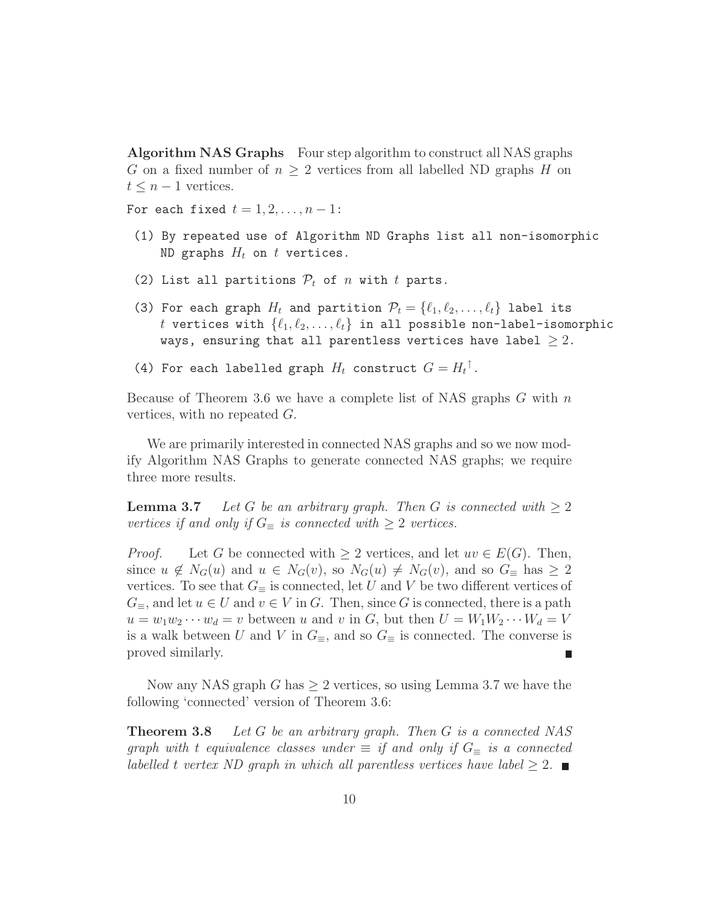**Algorithm NAS Graphs** Four step algorithm to construct all NAS graphs $G$ on a fixed number of $n \geq 2$ vertices from all labelled ND graphs $H$ on $t \leq n-1$ vertices.

For each fixed $t = 1, 2, \ldots, n-1$:

(1) By repeated use of Algorithm ND Graphs list all non-isomorphic ND graphs $H_t$ on $t$ vertices.

(2) List all partitions $\mathcal{P}_t$ of $n$ with $t$ parts.

(3) For each graph $H_t$ and partition $\mathcal{P}_t = \{\ell_1, \ell_2, \ldots, \ell_t\}$ label its $t$ vertices with $\{\ell_1, \ell_2, \ldots, \ell_t\}$ in all possible non-label-isomorphic ways, ensuring that all parentless vertices have label $\geq 2$.

(4) For each labelled graph $H_t$ construct $G = {H_t}^{\uparrow}$.

Because of Theorem 3.6 we have a complete list of NAS graphs $G$ with $n$ vertices, with no repeated $G$.

We are primarily interested in connected NAS graphs and so we now modify Algorithm NAS Graphs to generate connected NAS graphs; we require three more results.

**Lemma 3.7** *Let $G$ be an arbitrary graph. Then $G$ is connected with $\geq 2$ vertices if and only if $G_{\equiv}$ is connected with $\geq 2$ vertices.*

*Proof.* Let $G$ be connected with $\geq 2$ vertices, and let $uv \in E(G)$. Then, since $u \notin N_G(u)$ and $u \in N_G(v)$, so $N_G(u) \neq N_G(v)$, and so $G_{\equiv}$ has $\geq 2$ vertices. To see that $G_{\equiv}$ is connected, let $U$ and $V$ be two different vertices of $G_{\equiv}$, and let $u \in U$ and $v \in V$ in $G$. Then, since $G$ is connected, there is a path $u = w_1 w_2 \cdots w_d = v$ between $u$ and $v$ in $G$, but then $U = W_1 W_2 \cdots W_d = V$ is a walk between $U$ and $V$ in $G_{\equiv}$, and so $G_{\equiv}$ is connected. The converse is proved similarly. ∎

Now any NAS graph $G$ has $\geq 2$ vertices, so using Lemma 3.7 we have the following 'connected' version of Theorem 3.6:

**Theorem 3.8** *Let $G$ be an arbitrary graph. Then $G$ is a connected NAS graph with $t$ equivalence classes under $\equiv$ if and only if $G_{\equiv}$ is a connected labelled $t$ vertex ND graph in which all parentless vertices have label $\geq 2$.* ∎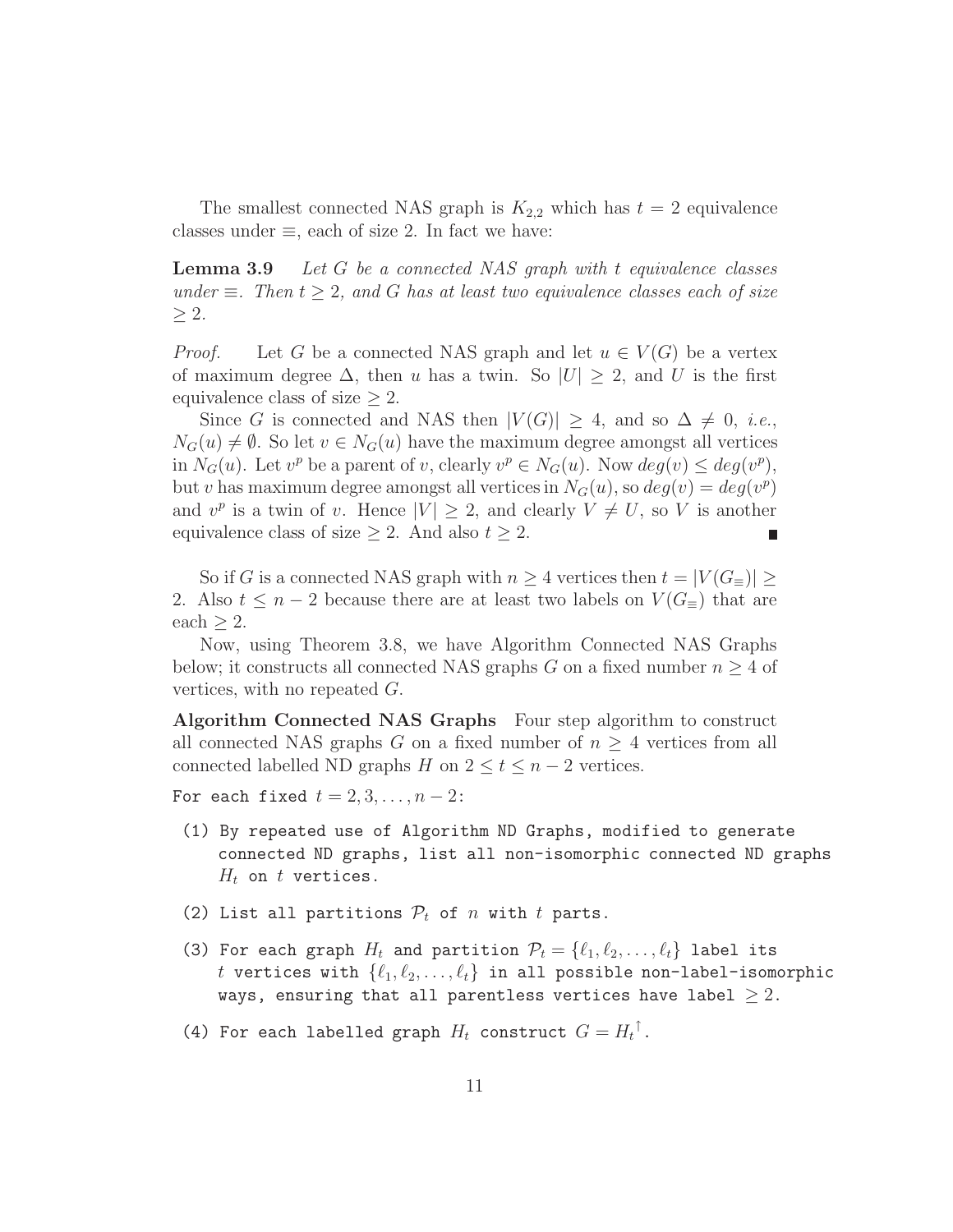The smallest connected NAS graph is $K_{2,2}$ which has $t = 2$ equivalence classes under $\equiv$, each of size 2. In fact we have:

**Lemma 3.9** *Let $G$ be a connected NAS graph with $t$ equivalence classes under $\equiv$. Then $t \geq 2$, and $G$ has at least two equivalence classes each of size $\geq 2$.*

*Proof.* Let $G$ be a connected NAS graph and let $u \in V(G)$ be a vertex of maximum degree $\Delta$, then $u$ has a twin. So $|U| \geq 2$, and $U$ is the first equivalence class of size $\geq 2$.

Since $G$ is connected and NAS then $|V(G)| \geq 4$, and so $\Delta \neq 0$, *i.e.*, $N_G(u) \neq \emptyset$. So let $v \in N_G(u)$ have the maximum degree amongst all vertices in $N_G(u)$. Let $v^p$ be a parent of $v$, clearly $v^p \in N_G(u)$. Now $deg(v) \leq deg(v^p)$, but $v$ has maximum degree amongst all vertices in $N_G(u)$, so $deg(v) = deg(v^p)$ and $v^p$ is a twin of $v$. Hence $|V| \geq 2$, and clearly $V \neq U$, so $V$ is another equivalence class of size $\geq 2$. And also $t \geq 2$. ∎

So if $G$ is a connected NAS graph with $n \geq 4$ vertices then $t = |V(G_{\equiv})| \geq 2$. Also $t \leq n - 2$ because there are at least two labels on $V(G_{\equiv})$ that are each $\geq 2$.

Now, using Theorem 3.8, we have Algorithm Connected NAS Graphs below; it constructs all connected NAS graphs $G$ on a fixed number $n \geq 4$ of vertices, with no repeated $G$.

**Algorithm Connected NAS Graphs** Four step algorithm to construct all connected NAS graphs $G$ on a fixed number of $n \geq 4$ vertices from all connected labelled ND graphs $H$ on $2 \leq t \leq n - 2$ vertices.

For each fixed $t = 2, 3, \ldots, n-2$:

(1) By repeated use of Algorithm ND Graphs, modified to generate connected ND graphs, list all non-isomorphic connected ND graphs $H_t$ on $t$ vertices.

(2) List all partitions $\mathcal{P}_t$ of $n$ with $t$ parts.

(3) For each graph $H_t$ and partition $\mathcal{P}_t = \{\ell_1, \ell_2, \ldots, \ell_t\}$ label its $t$ vertices with $\{\ell_1, \ell_2, \ldots, \ell_t\}$ in all possible non-label-isomorphic ways, ensuring that all parentless vertices have label $\geq 2$.

(4) For each labelled graph $H_t$ construct $G = {H_t}^{\uparrow}$.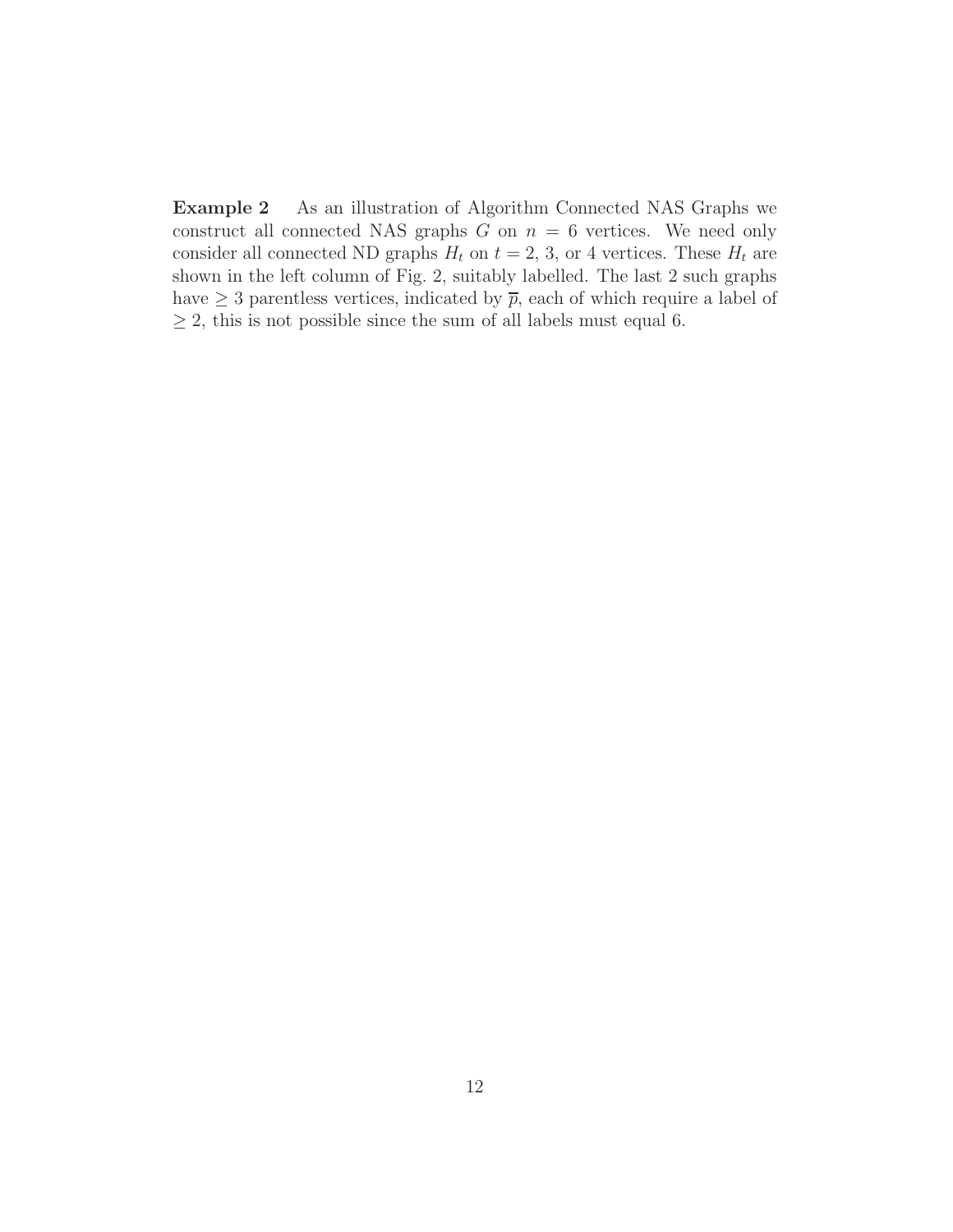**Example 2** As an illustration of Algorithm Connected NAS Graphs we construct all connected NAS graphs $G$ on $n = 6$ vertices. We need only consider all connected ND graphs $H_t$ on $t = 2$, 3, or 4 vertices. These $H_t$ are shown in the left column of Fig. 2, suitably labelled. The last 2 such graphs have $\geq 3$ parentless vertices, indicated by $\overline{p}$, each of which require a label of $\geq 2$, this is not possible since the sum of all labels must equal 6.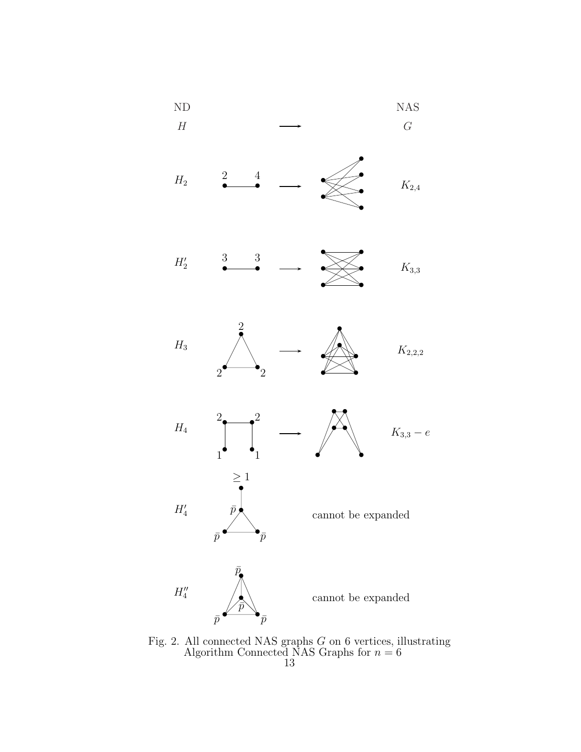| ND | | NAS | |
|---|---|---|---|
| $H$ | $\longrightarrow$ | $G$ | |
| $H_2$ | $\longrightarrow$ | | $K_{2,4}$ |
| $H_2'$ | $\longrightarrow$ | | $K_{3,3}$ |
| $H_3$ | $\longrightarrow$ | | $K_{2,2,2}$ |
| $H_4$ | $\longrightarrow$ | | $K_{3,3} - e$ |
| $H_4'$ | | cannot be expanded | |
| $H_4''$ | | cannot be expanded | |

Fig. 2. All connected NAS graphs $G$ on 6 vertices, illustrating Algorithm Connected NAS Graphs for $n = 6$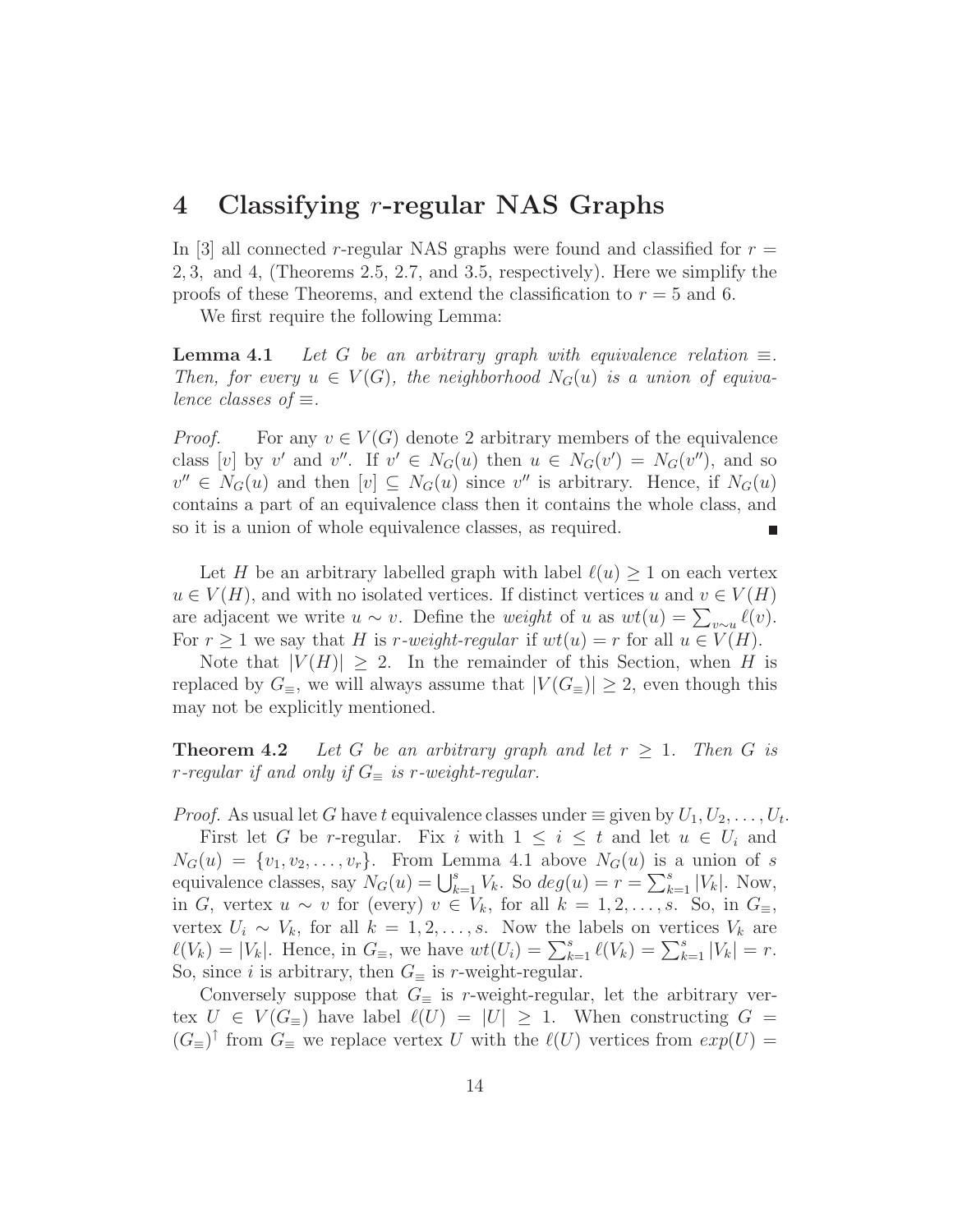# 4 Classifying $r$-regular NAS Graphs

In [3] all connected $r$-regular NAS graphs were found and classified for $r = 2, 3,$ and $4$, (Theorems 2.5, 2.7, and 3.5, respectively). Here we simplify the proofs of these Theorems, and extend the classification to $r = 5$ and $6$.

We first require the following Lemma:

**Lemma 4.1** *Let $G$ be an arbitrary graph with equivalence relation $\equiv$. Then, for every $u \in V(G)$, the neighborhood $N_G(u)$ is a union of equivalence classes of $\equiv$.*

*Proof.* For any $v \in V(G)$ denote 2 arbitrary members of the equivalence class $[v]$ by $v'$ and $v''$. If $v' \in N_G(u)$ then $u \in N_G(v') = N_G(v'')$, and so $v'' \in N_G(u)$ and then $[v] \subseteq N_G(u)$ since $v''$ is arbitrary. Hence, if $N_G(u)$ contains a part of an equivalence class then it contains the whole class, and so it is a union of whole equivalence classes, as required. ∎

Let $H$ be an arbitrary labelled graph with label $\ell(u) \geq 1$ on each vertex $u \in V(H)$, and with no isolated vertices. If distinct vertices $u$ and $v \in V(H)$ are adjacent we write $u \sim v$. Define the *weight* of $u$ as $wt(u) = \sum_{v \sim u} \ell(v)$. For $r \geq 1$ we say that $H$ is *$r$-weight-regular* if $wt(u) = r$ for all $u \in V(H)$.

Note that $|V(H)| \geq 2$. In the remainder of this Section, when $H$ is replaced by $G_{\equiv}$, we will always assume that $|V(G_{\equiv})| \geq 2$, even though this may not be explicitly mentioned.

**Theorem 4.2** *Let $G$ be an arbitrary graph and let $r \geq 1$. Then $G$ is $r$-regular if and only if $G_{\equiv}$ is $r$-weight-regular.*

*Proof.* As usual let $G$ have $t$ equivalence classes under $\equiv$ given by $U_1, U_2, \ldots, U_t$.

First let $G$ be $r$-regular. Fix $i$ with $1 \leq i \leq t$ and let $u \in U_i$ and $N_G(u) = \{v_1, v_2, \ldots, v_r\}$. From Lemma 4.1 above $N_G(u)$ is a union of $s$ equivalence classes, say $N_G(u) = \bigcup_{k=1}^{s} V_k$. So $deg(u) = r = \sum_{k=1}^{s} |V_k|$. Now, in $G$, vertex $u \sim v$ for (every) $v \in V_k$, for all $k = 1, 2, \ldots, s$. So, in $G_{\equiv}$, vertex $U_i \sim V_k$, for all $k = 1, 2, \ldots, s$. Now the labels on vertices $V_k$ are $\ell(V_k) = |V_k|$. Hence, in $G_{\equiv}$, we have $wt(U_i) = \sum_{k=1}^{s} \ell(V_k) = \sum_{k=1}^{s} |V_k| = r$. So, since $i$ is arbitrary, then $G_{\equiv}$ is $r$-weight-regular.

Conversely suppose that $G_{\equiv}$ is $r$-weight-regular, let the arbitrary vertex $U \in V(G_{\equiv})$ have label $\ell(U) = |U| \geq 1$. When constructing $G = (G_{\equiv})^{\uparrow}$ from $G_{\equiv}$ we replace vertex $U$ with the $\ell(U)$ vertices from $exp(U) =$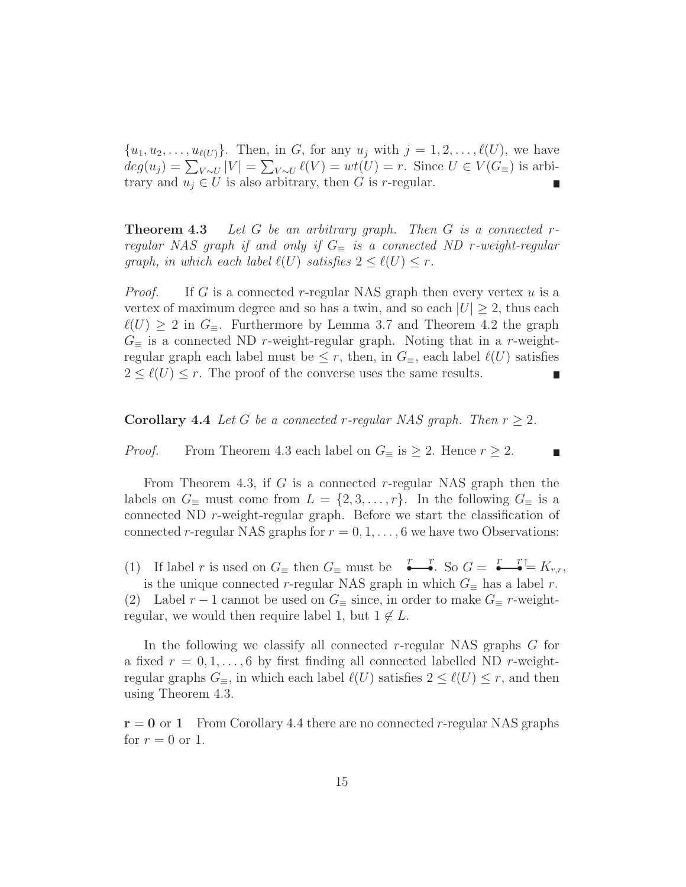$\{u_1, u_2, \ldots, u_{\ell(U)}\}$. Then, in $G$, for any $u_j$ with $j = 1, 2, \ldots, \ell(U)$, we have $deg(u_j) = \sum_{V \sim U} |V| = \sum_{V \sim U} \ell(V) = wt(U) = r$. Since $U \in V(G_\equiv)$ is arbitrary and $u_j \in U$ is also arbitrary, then $G$ is $r$-regular. ∎

**Theorem 4.3** *Let $G$ be an arbitrary graph. Then $G$ is a connected $r$-regular NAS graph if and only if $G_\equiv$ is a connected ND $r$-weight-regular graph, in which each label $\ell(U)$ satisfies $2 \leq \ell(U) \leq r$.*

*Proof.* If $G$ is a connected $r$-regular NAS graph then every vertex $u$ is a vertex of maximum degree and so has a twin, and so each $|U| \geq 2$, thus each $\ell(U) \geq 2$ in $G_\equiv$. Furthermore by Lemma 3.7 and Theorem 4.2 the graph $G_\equiv$ is a connected ND $r$-weight-regular graph. Noting that in a $r$-weight-regular graph each label must be $\leq r$, then, in $G_\equiv$, each label $\ell(U)$ satisfies $2 \leq \ell(U) \leq r$. The proof of the converse uses the same results. ∎

**Corollary 4.4** *Let $G$ be a connected $r$-regular NAS graph. Then $r \geq 2$.*

*Proof.* From Theorem 4.3 each label on $G_\equiv$ is $\geq 2$. Hence $r \geq 2$. ∎

From Theorem 4.3, if $G$ is a connected $r$-regular NAS graph then the labels on $G_\equiv$ must come from $L = \{2, 3, \ldots, r\}$. In the following $G_\equiv$ is a connected ND $r$-weight-regular graph. Before we start the classification of connected $r$-regular NAS graphs for $r = 0, 1, \ldots, 6$ we have two Observations:

(1) If label $r$ is used on $G_\equiv$ then $G_\equiv$ must be $\overset{r}{\bullet}\!\!-\!\!\overset{r}{\bullet}$. So $G = \overset{r}{\bullet}\!\!-\!\!\overset{r}{\bullet}^{\uparrow} = K_{r,r}$, is the unique connected $r$-regular NAS graph in which $G_\equiv$ has a label $r$.

(2) Label $r-1$ cannot be used on $G_\equiv$ since, in order to make $G_\equiv$ $r$-weight-regular, we would then require label 1, but $1 \notin L$.

In the following we classify all connected $r$-regular NAS graphs $G$ for a fixed $r = 0, 1, \ldots, 6$ by first finding all connected labelled ND $r$-weight-regular graphs $G_\equiv$, in which each label $\ell(U)$ satisfies $2 \leq \ell(U) \leq r$, and then using Theorem 4.3.

$\mathbf{r = 0}$ or $\mathbf{1}$ From Corollary 4.4 there are no connected $r$-regular NAS graphs for $r = 0$ or 1.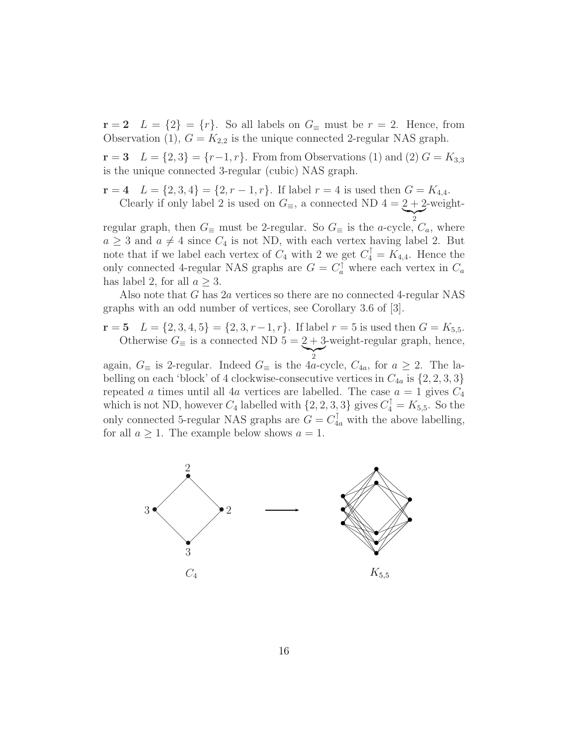$\mathbf{r = 2}$ $L = \{2\} = \{r\}$. So all labels on $G_\equiv$ must be $r = 2$. Hence, from Observation (1), $G = K_{2,2}$ is the unique connected 2-regular NAS graph.

$\mathbf{r = 3}$ $L = \{2, 3\} = \{r-1, r\}$. From from Observations (1) and (2) $G = K_{3,3}$ is the unique connected 3-regular (cubic) NAS graph.

$\mathbf{r = 4}$ $L = \{2, 3, 4\} = \{2, r-1, r\}$. If label $r = 4$ is used then $G = K_{4,4}$.

Clearly if only label 2 is used on $G_\equiv$, a connected ND $4 = \underbrace{2+2}_{2}$-weight-regular graph, then $G_\equiv$ must be 2-regular. So $G_\equiv$ is the $a$-cycle, $C_a$, where $a \geq 3$ and $a \neq 4$ since $C_4$ is not ND, with each vertex having label 2. But note that if we label each vertex of $C_4$ with 2 we get $C_4^\uparrow = K_{4,4}$. Hence the only connected 4-regular NAS graphs are $G = C_a^\uparrow$ where each vertex in $C_a$ has label 2, for all $a \geq 3$.

Also note that $G$ has $2a$ vertices so there are no connected 4-regular NAS graphs with an odd number of vertices, see Corollary 3.6 of [3].

$\mathbf{r = 5}$ $L = \{2, 3, 4, 5\} = \{2, 3, r-1, r\}$. If label $r = 5$ is used then $G = K_{5,5}$.

Otherwise $G_\equiv$ is a connected ND $5 = \underbrace{2+3}_{2}$-weight-regular graph, hence, again, $G_\equiv$ is 2-regular. Indeed $G_\equiv$ is the $4a$-cycle, $C_{4a}$, for $a \geq 2$. The labelling on each 'block' of 4 clockwise-consecutive vertices in $C_{4a}$ is $\{2, 2, 3, 3\}$ repeated $a$ times until all $4a$ vertices are labelled. The case $a = 1$ gives $C_4$ which is not ND, however $C_4$ labelled with $\{2, 2, 3, 3\}$ gives $C_4^\uparrow = K_{5,5}$. So the only connected 5-regular NAS graphs are $G = C_{4a}^\uparrow$ with the above labelling, for all $a \geq 1$. The example below shows $a = 1$.

$C_4$ $\longrightarrow$ $K_{5,5}$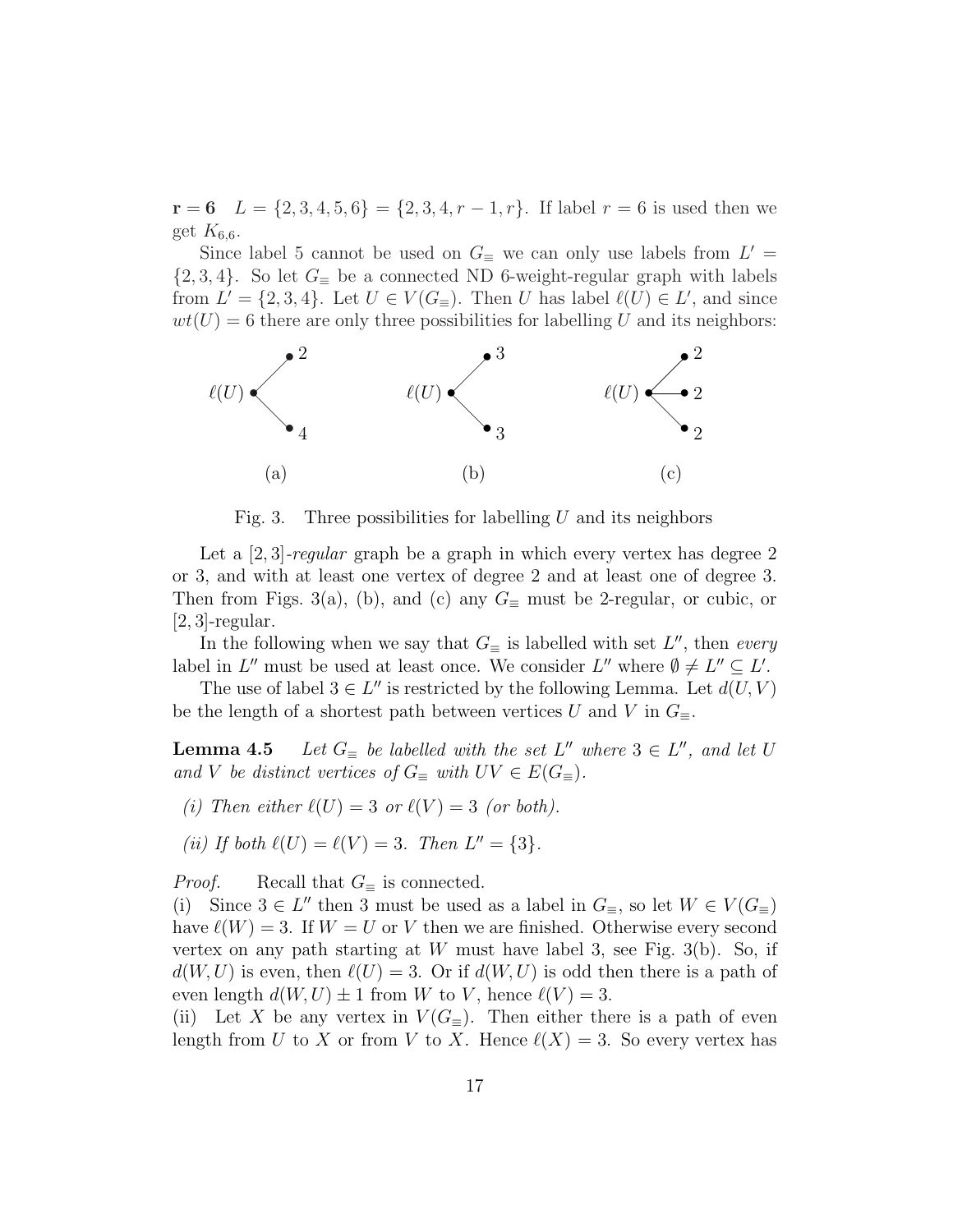**r = 6** $L = \{2, 3, 4, 5, 6\} = \{2, 3, 4, r-1, r\}$. If label $r = 6$ is used then we get $K_{6,6}$.

Since label 5 cannot be used on $G_\equiv$ we can only use labels from $L' = \{2, 3, 4\}$. So let $G_\equiv$ be a connected ND 6-weight-regular graph with labels from $L' = \{2, 3, 4\}$. Let $U \in V(G_\equiv)$. Then $U$ has label $\ell(U) \in L'$, and since $wt(U) = 6$ there are only three possibilities for labelling $U$ and its neighbors:

Fig. 3. Three possibilities for labelling $U$ and its neighbors

Let a $[2, 3]$-*regular* graph be a graph in which every vertex has degree 2 or 3, and with at least one vertex of degree 2 and at least one of degree 3. Then from Figs. 3(a), (b), and (c) any $G_\equiv$ must be 2-regular, or cubic, or $[2, 3]$-regular.

In the following when we say that $G_\equiv$ is labelled with set $L''$, then *every* label in $L''$ must be used at least once. We consider $L''$ where $\emptyset \neq L'' \subseteq L'$.

The use of label $3 \in L''$ is restricted by the following Lemma. Let $d(U, V)$ be the length of a shortest path between vertices $U$ and $V$ in $G_\equiv$.

**Lemma 4.5** *Let $G_\equiv$ be labelled with the set $L''$ where $3 \in L''$, and let $U$ and $V$ be distinct vertices of $G_\equiv$ with $UV \in E(G_\equiv)$.*

*(i) Then either $\ell(U) = 3$ or $\ell(V) = 3$ (or both).*

*(ii) If both $\ell(U) = \ell(V) = 3$. Then $L'' = \{3\}$.*

*Proof.* Recall that $G_\equiv$ is connected.
(i) Since $3 \in L''$ then 3 must be used as a label in $G_\equiv$, so let $W \in V(G_\equiv)$ have $\ell(W) = 3$. If $W = U$ or $V$ then we are finished. Otherwise every second vertex on any path starting at $W$ must have label 3, see Fig. 3(b). So, if $d(W, U)$ is even, then $\ell(U) = 3$. Or if $d(W, U)$ is odd then there is a path of even length $d(W, U) \pm 1$ from $W$ to $V$, hence $\ell(V) = 3$.
(ii) Let $X$ be any vertex in $V(G_\equiv)$. Then either there is a path of even length from $U$ to $X$ or from $V$ to $X$. Hence $\ell(X) = 3$. So every vertex has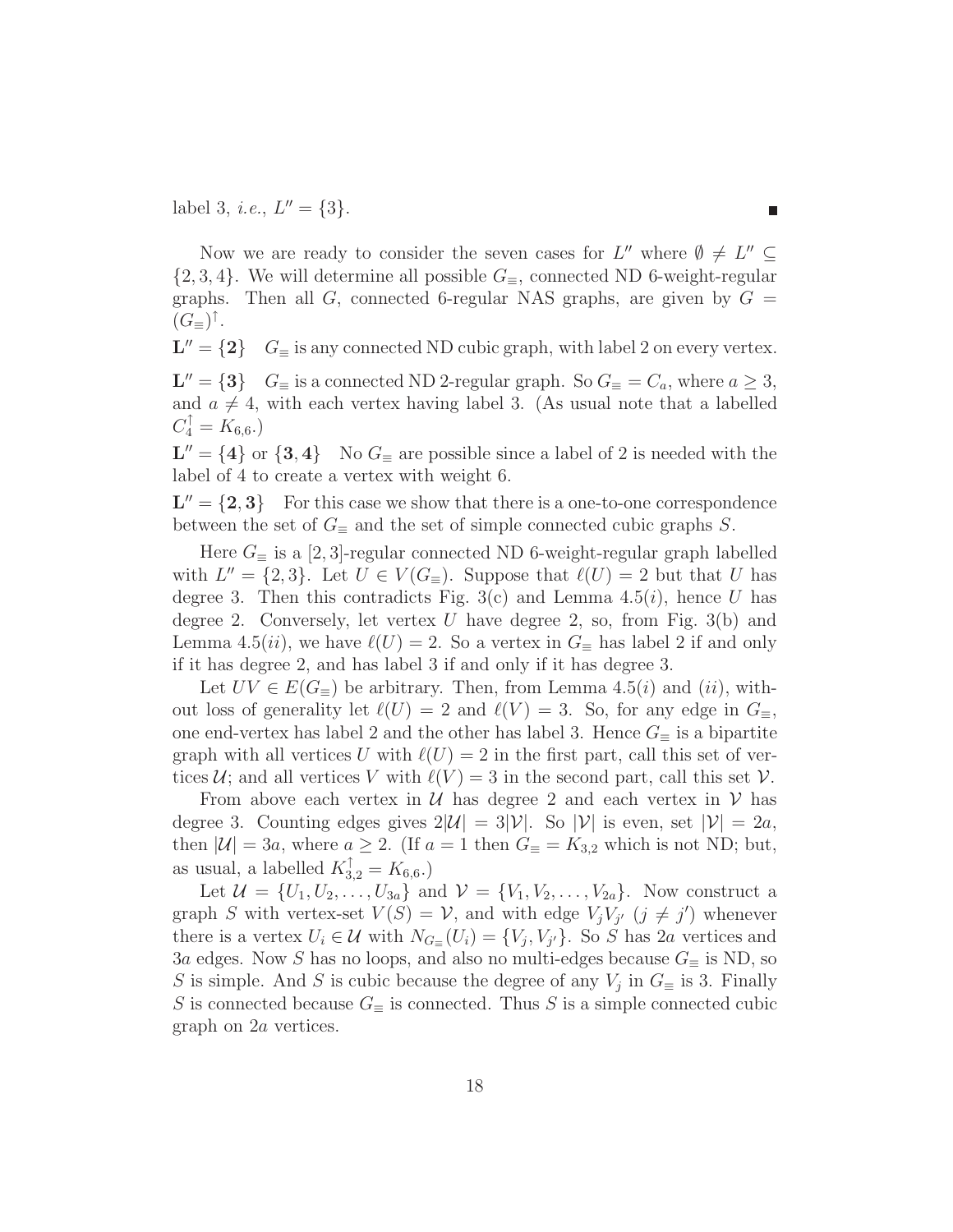label 3, *i.e.*, $L'' = \{3\}$. ∎

Now we are ready to consider the seven cases for $L''$ where $\emptyset \neq L'' \subseteq \{2, 3, 4\}$. We will determine all possible $G_\equiv$, connected ND 6-weight-regular graphs. Then all $G$, connected 6-regular NAS graphs, are given by $G = (G_\equiv)^\uparrow$.

$\mathbf{L'' = \{2\}}$ $G_\equiv$ is any connected ND cubic graph, with label 2 on every vertex.

$\mathbf{L'' = \{3\}}$ $G_\equiv$ is a connected ND 2-regular graph. So $G_\equiv = C_a$, where $a \geq 3$, and $a \neq 4$, with each vertex having label 3. (As usual note that a labelled $C_4^\uparrow = K_{6,6}$.)

$\mathbf{L'' = \{4\}}$ or $\mathbf{\{3, 4\}}$ No $G_\equiv$ are possible since a label of 2 is needed with the label of 4 to create a vertex with weight 6.

$\mathbf{L'' = \{2, 3\}}$ For this case we show that there is a one-to-one correspondence between the set of $G_\equiv$ and the set of simple connected cubic graphs $S$.

Here $G_\equiv$ is a $[2, 3]$-regular connected ND 6-weight-regular graph labelled with $L'' = \{2, 3\}$. Let $U \in V(G_\equiv)$. Suppose that $\ell(U) = 2$ but that $U$ has degree 3. Then this contradicts Fig. 3(c) and Lemma 4.5$(i)$, hence $U$ has degree 2. Conversely, let vertex $U$ have degree 2, so, from Fig. 3(b) and Lemma 4.5$(ii)$, we have $\ell(U) = 2$. So a vertex in $G_\equiv$ has label 2 if and only if it has degree 2, and has label 3 if and only if it has degree 3.

Let $UV \in E(G_\equiv)$ be arbitrary. Then, from Lemma 4.5$(i)$ and $(ii)$, without loss of generality let $\ell(U) = 2$ and $\ell(V) = 3$. So, for any edge in $G_\equiv$, one end-vertex has label 2 and the other has label 3. Hence $G_\equiv$ is a bipartite graph with all vertices $U$ with $\ell(U) = 2$ in the first part, call this set of vertices $\mathcal{U}$; and all vertices $V$ with $\ell(V) = 3$ in the second part, call this set $\mathcal{V}$.

From above each vertex in $\mathcal{U}$ has degree 2 and each vertex in $\mathcal{V}$ has degree 3. Counting edges gives $2|\mathcal{U}| = 3|\mathcal{V}|$. So $|\mathcal{V}|$ is even, set $|\mathcal{V}| = 2a$, then $|\mathcal{U}| = 3a$, where $a \geq 2$. (If $a = 1$ then $G_\equiv = K_{3,2}$ which is not ND; but, as usual, a labelled $K_{3,2}^\uparrow = K_{6,6}$.)

Let $\mathcal{U} = \{U_1, U_2, \ldots, U_{3a}\}$ and $\mathcal{V} = \{V_1, V_2, \ldots, V_{2a}\}$. Now construct a graph $S$ with vertex-set $V(S) = \mathcal{V}$, and with edge $V_j V_{j'}$ $(j \neq j')$ whenever there is a vertex $U_i \in \mathcal{U}$ with $N_{G_\equiv}(U_i) = \{V_j, V_{j'}\}$. So $S$ has $2a$ vertices and $3a$ edges. Now $S$ has no loops, and also no multi-edges because $G_\equiv$ is ND, so $S$ is simple. And $S$ is cubic because the degree of any $V_j$ in $G_\equiv$ is 3. Finally $S$ is connected because $G_\equiv$ is connected. Thus $S$ is a simple connected cubic graph on $2a$ vertices.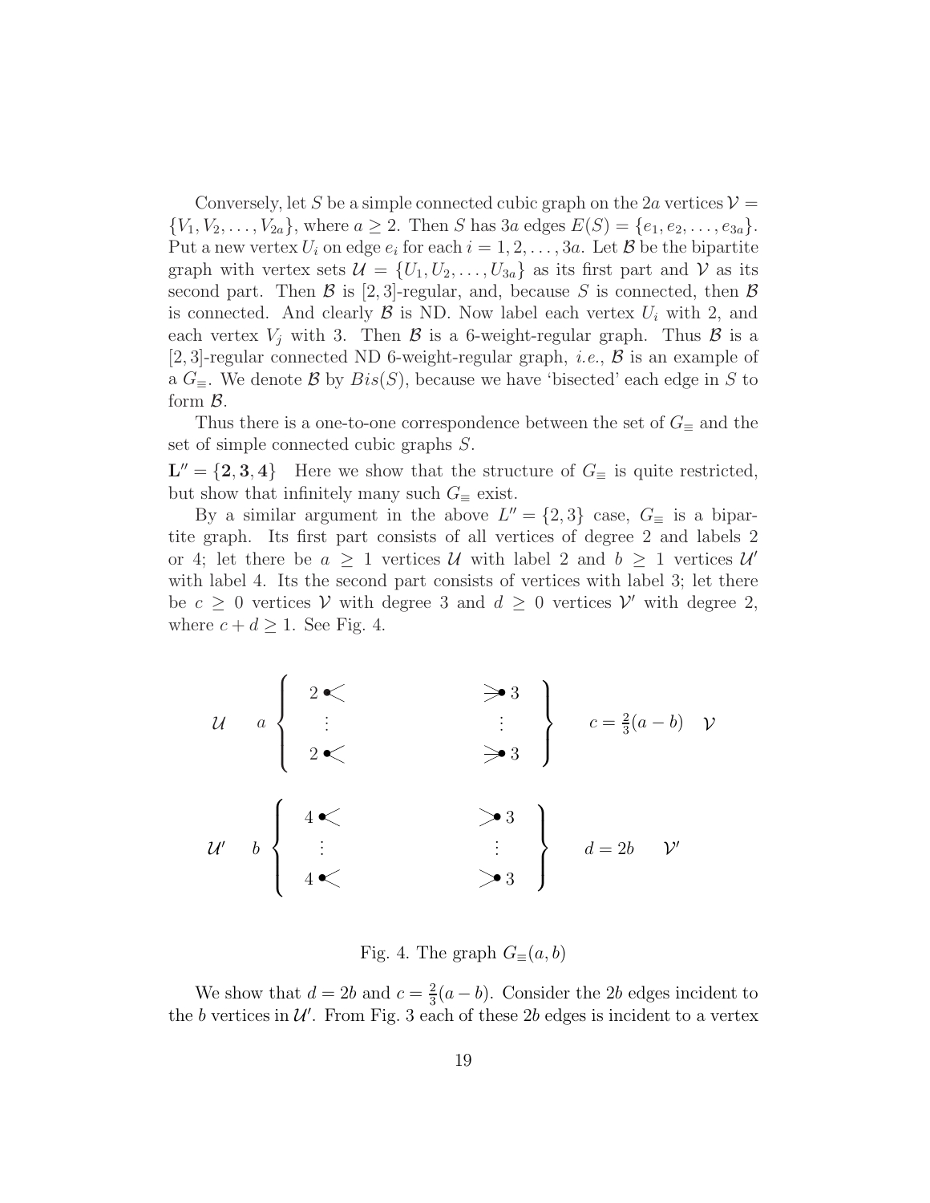Conversely, let $S$ be a simple connected cubic graph on the $2a$ vertices $\mathcal{V} = \{V_1, V_2, \ldots, V_{2a}\}$, where $a \geq 2$. Then $S$ has $3a$ edges $E(S) = \{e_1, e_2, \ldots, e_{3a}\}$. Put a new vertex $U_i$ on edge $e_i$ for each $i = 1, 2, \ldots, 3a$. Let $\mathcal{B}$ be the bipartite graph with vertex sets $\mathcal{U} = \{U_1, U_2, \ldots, U_{3a}\}$ as its first part and $\mathcal{V}$ as its second part. Then $\mathcal{B}$ is $[2,3]$-regular, and, because $S$ is connected, then $\mathcal{B}$ is connected. And clearly $\mathcal{B}$ is ND. Now label each vertex $U_i$ with 2, and each vertex $V_j$ with 3. Then $\mathcal{B}$ is a 6-weight-regular graph. Thus $\mathcal{B}$ is a $[2,3]$-regular connected ND 6-weight-regular graph, *i.e.*, $\mathcal{B}$ is an example of a $G_\equiv$. We denote $\mathcal{B}$ by $Bis(S)$, because we have 'bisected' each edge in $S$ to form $\mathcal{B}$.

Thus there is a one-to-one correspondence between the set of $G_\equiv$ and the set of simple connected cubic graphs $S$.

$\mathbf{L}'' = \{\mathbf{2}, \mathbf{3}, \mathbf{4}\}$ Here we show that the structure of $G_\equiv$ is quite restricted, but show that infinitely many such $G_\equiv$ exist.

By a similar argument in the above $L'' = \{2,3\}$ case, $G_\equiv$ is a bipartite graph. Its first part consists of all vertices of degree 2 and labels 2 or 4; let there be $a \geq 1$ vertices $\mathcal{U}$ with label 2 and $b \geq 1$ vertices $\mathcal{U}'$ with label 4. Its the second part consists of vertices with label 3; let there be $c \geq 0$ vertices $\mathcal{V}$ with degree 3 and $d \geq 0$ vertices $\mathcal{V}'$ with degree 2, where $c + d \geq 1$. See Fig. 4.

$$
\begin{array}{llll}
\mathcal{U} & a \left\{ \begin{array}{c} 2 \\ \vdots \\ 2 \end{array} \right. & \left. \begin{array}{c} 3 \\ \vdots \\ 3 \end{array} \right\} & c = \tfrac{2}{3}(a-b) \quad \mathcal{V} \\[2em]
\mathcal{U}' & b \left\{ \begin{array}{c} 4 \\ \vdots \\ 4 \end{array} \right. & \left. \begin{array}{c} 3 \\ \vdots \\ 3 \end{array} \right\} & d = 2b \quad \mathcal{V}'
\end{array}
$$

Fig. 4. The graph $G_\equiv(a,b)$

We show that $d = 2b$ and $c = \frac{2}{3}(a-b)$. Consider the $2b$ edges incident to the $b$ vertices in $\mathcal{U}'$. From Fig. 3 each of these $2b$ edges is incident to a vertex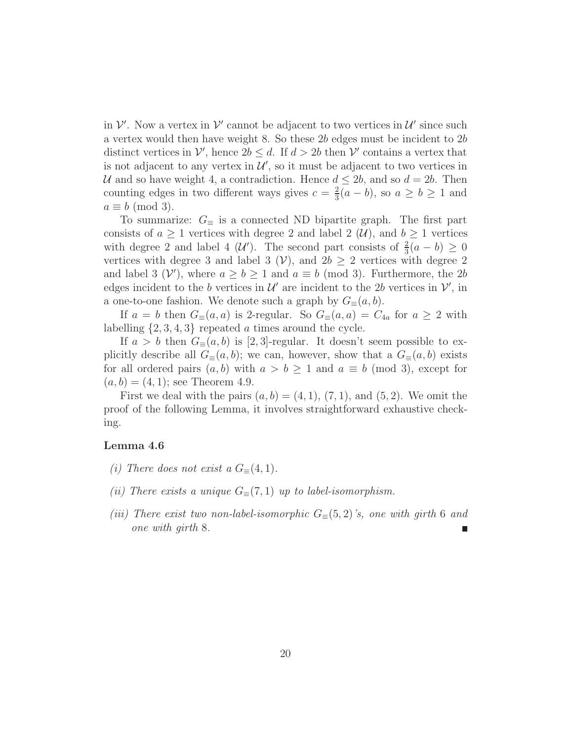in $\mathcal{V}'$. Now a vertex in $\mathcal{V}'$ cannot be adjacent to two vertices in $\mathcal{U}'$ since such a vertex would then have weight 8. So these $2b$ edges must be incident to $2b$ distinct vertices in $\mathcal{V}'$, hence $2b \leq d$. If $d > 2b$ then $\mathcal{V}'$ contains a vertex that is not adjacent to any vertex in $\mathcal{U}'$, so it must be adjacent to two vertices in $\mathcal{U}$ and so have weight 4, a contradiction. Hence $d \leq 2b$, and so $d = 2b$. Then counting edges in two different ways gives $c = \frac{2}{3}(a-b)$, so $a \geq b \geq 1$ and $a \equiv b \pmod 3$.

To summarize: $G_{\equiv}$ is a connected ND bipartite graph. The first part consists of $a \geq 1$ vertices with degree 2 and label 2 ($\mathcal{U}$), and $b \geq 1$ vertices with degree 2 and label 4 ($\mathcal{U}'$). The second part consists of $\frac{2}{3}(a-b) \geq 0$ vertices with degree 3 and label 3 ($\mathcal{V}$), and $2b \geq 2$ vertices with degree 2 and label 3 ($\mathcal{V}'$), where $a \geq b \geq 1$ and $a \equiv b \pmod 3$. Furthermore, the $2b$ edges incident to the $b$ vertices in $\mathcal{U}'$ are incident to the $2b$ vertices in $\mathcal{V}'$, in a one-to-one fashion. We denote such a graph by $G_{\equiv}(a,b)$.

If $a = b$ then $G_{\equiv}(a,a)$ is 2-regular. So $G_{\equiv}(a,a) = C_{4a}$ for $a \geq 2$ with labelling $\{2,3,4,3\}$ repeated $a$ times around the cycle.

If $a > b$ then $G_{\equiv}(a,b)$ is $[2,3]$-regular. It doesn't seem possible to explicitly describe all $G_{\equiv}(a,b)$; we can, however, show that a $G_{\equiv}(a,b)$ exists for all ordered pairs $(a,b)$ with $a > b \geq 1$ and $a \equiv b \pmod 3$, except for $(a,b) = (4,1)$; see Theorem 4.9.

First we deal with the pairs $(a,b) = (4,1)$, $(7,1)$, and $(5,2)$. We omit the proof of the following Lemma, it involves straightforward exhaustive checking.

**Lemma 4.6**

*(i) There does not exist a $G_{\equiv}(4,1)$.*

*(ii) There exists a unique $G_{\equiv}(7,1)$ up to label-isomorphism.*

*(iii) There exist two non-label-isomorphic $G_{\equiv}(5,2)$'s, one with girth 6 and one with girth 8.* ∎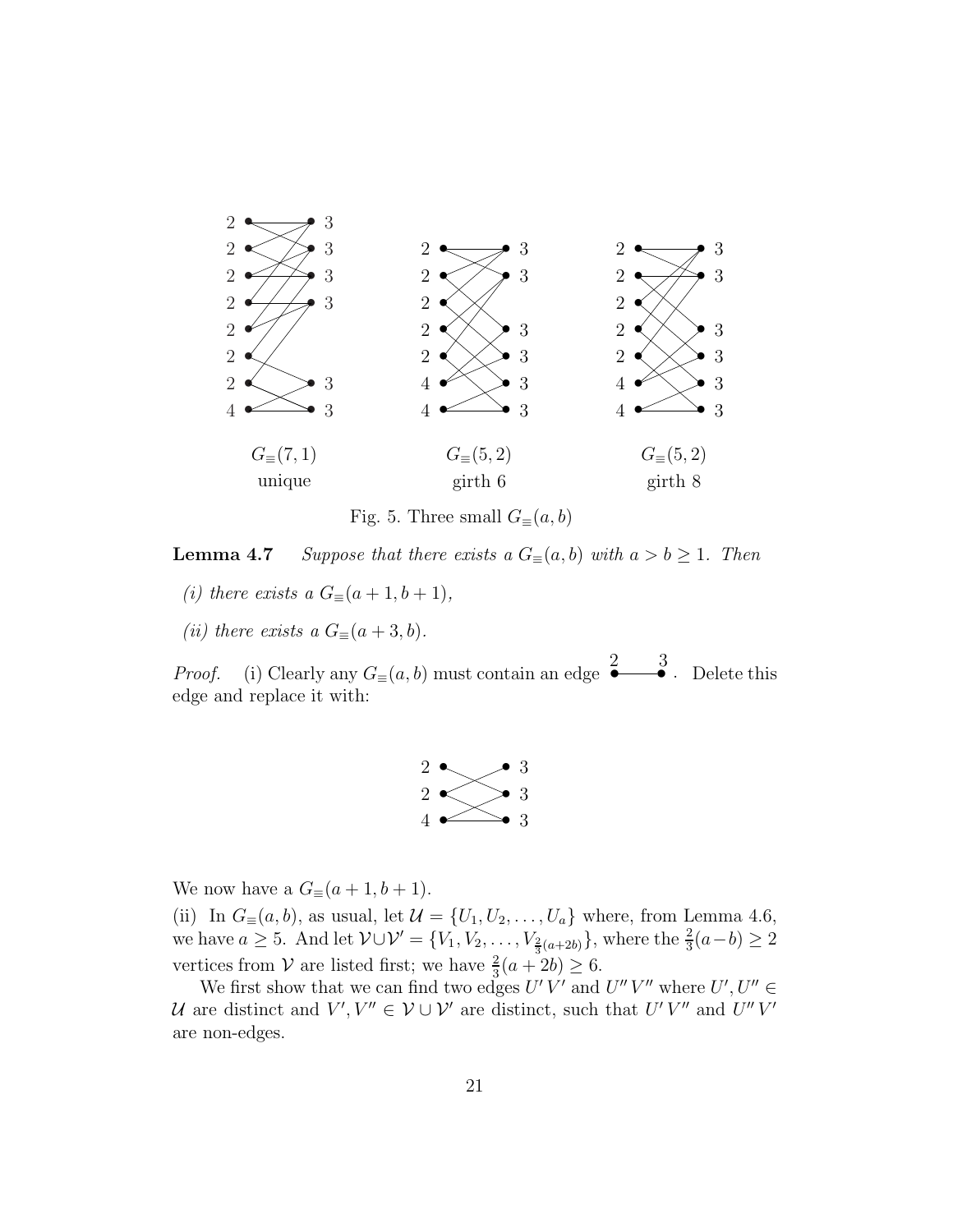$G_{\equiv}(7,1)$
unique

$G_{\equiv}(5,2)$
girth 6

$G_{\equiv}(5,2)$
girth 8

Fig. 5. Three small $G_{\equiv}(a,b)$

**Lemma 4.7** *Suppose that there exists a $G_{\equiv}(a,b)$ with $a > b \geq 1$. Then*

*(i) there exists a $G_{\equiv}(a+1, b+1)$,*

*(ii) there exists a $G_{\equiv}(a+3, b)$.*

*Proof.* (i) Clearly any $G_{\equiv}(a,b)$ must contain an edge $\overset{2}{\bullet}\!\!-\!\!\!-\!\!\!-\!\!\overset{3}{\bullet}$. Delete this edge and replace it with:

We now have a $G_{\equiv}(a+1, b+1)$.

(ii) In $G_{\equiv}(a,b)$, as usual, let $\mathcal{U} = \{U_1, U_2, \ldots, U_a\}$ where, from Lemma 4.6, we have $a \geq 5$. And let $\mathcal{V} \cup \mathcal{V}' = \{V_1, V_2, \ldots, V_{\frac{2}{3}(a+2b)}\}$, where the $\frac{2}{3}(a-b) \geq 2$ vertices from $\mathcal{V}$ are listed first; we have $\frac{2}{3}(a+2b) \geq 6$.

We first show that we can find two edges $U'V'$ and $U''V''$ where $U', U'' \in \mathcal{U}$ are distinct and $V', V'' \in \mathcal{V} \cup \mathcal{V}'$ are distinct, such that $U'V''$ and $U''V'$ are non-edges.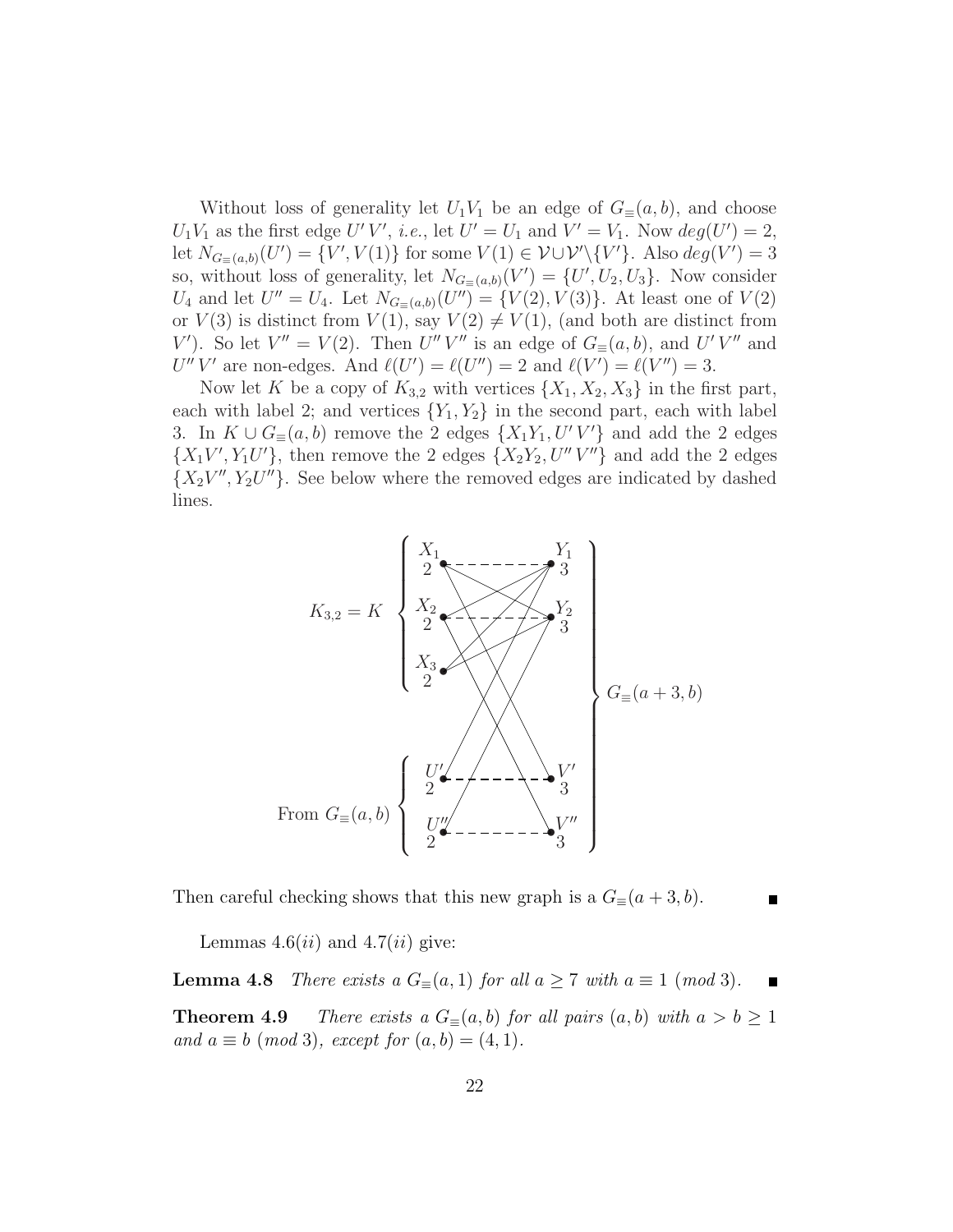Without loss of generality let $U_1V_1$ be an edge of $G_{\equiv}(a,b)$, and choose $U_1V_1$ as the first edge $U'V'$, *i.e.*, let $U' = U_1$ and $V' = V_1$. Now $deg(U') = 2$, let $N_{G_{\equiv}(a,b)}(U') = \{V', V(1)\}$ for some $V(1) \in \mathcal{V} \cup \mathcal{V}' \backslash \{V'\}$. Also $deg(V') = 3$ so, without loss of generality, let $N_{G_{\equiv}(a,b)}(V') = \{U', U_2, U_3\}$. Now consider $U_4$ and let $U'' = U_4$. Let $N_{G_{\equiv}(a,b)}(U'') = \{V(2), V(3)\}$. At least one of $V(2)$ or $V(3)$ is distinct from $V(1)$, say $V(2) \neq V(1)$, (and both are distinct from $V'$). So let $V'' = V(2)$. Then $U''V''$ is an edge of $G_{\equiv}(a,b)$, and $U'V''$ and $U''V'$ are non-edges. And $\ell(U') = \ell(U'') = 2$ and $\ell(V') = \ell(V'') = 3$.

Now let $K$ be a copy of $K_{3,2}$ with vertices $\{X_1, X_2, X_3\}$ in the first part, each with label 2; and vertices $\{Y_1, Y_2\}$ in the second part, each with label 3. In $K \cup G_{\equiv}(a,b)$ remove the 2 edges $\{X_1Y_1, U'V'\}$ and add the 2 edges $\{X_1V', Y_1U'\}$, then remove the 2 edges $\{X_2Y_2, U''V''\}$ and add the 2 edges $\{X_2V'', Y_2U''\}$. See below where the removed edges are indicated by dashed lines.

Then careful checking shows that this new graph is a $G_{\equiv}(a+3,b)$. ■

Lemmas 4.6$(ii)$ and 4.7$(ii)$ give:

**Lemma 4.8** *There exists a $G_{\equiv}(a,1)$ for all $a \geq 7$ with $a \equiv 1 \ (mod\ 3)$.* ■

**Theorem 4.9** *There exists a $G_{\equiv}(a,b)$ for all pairs $(a,b)$ with $a > b \geq 1$ and $a \equiv b \ (mod\ 3)$, except for $(a,b) = (4,1)$.*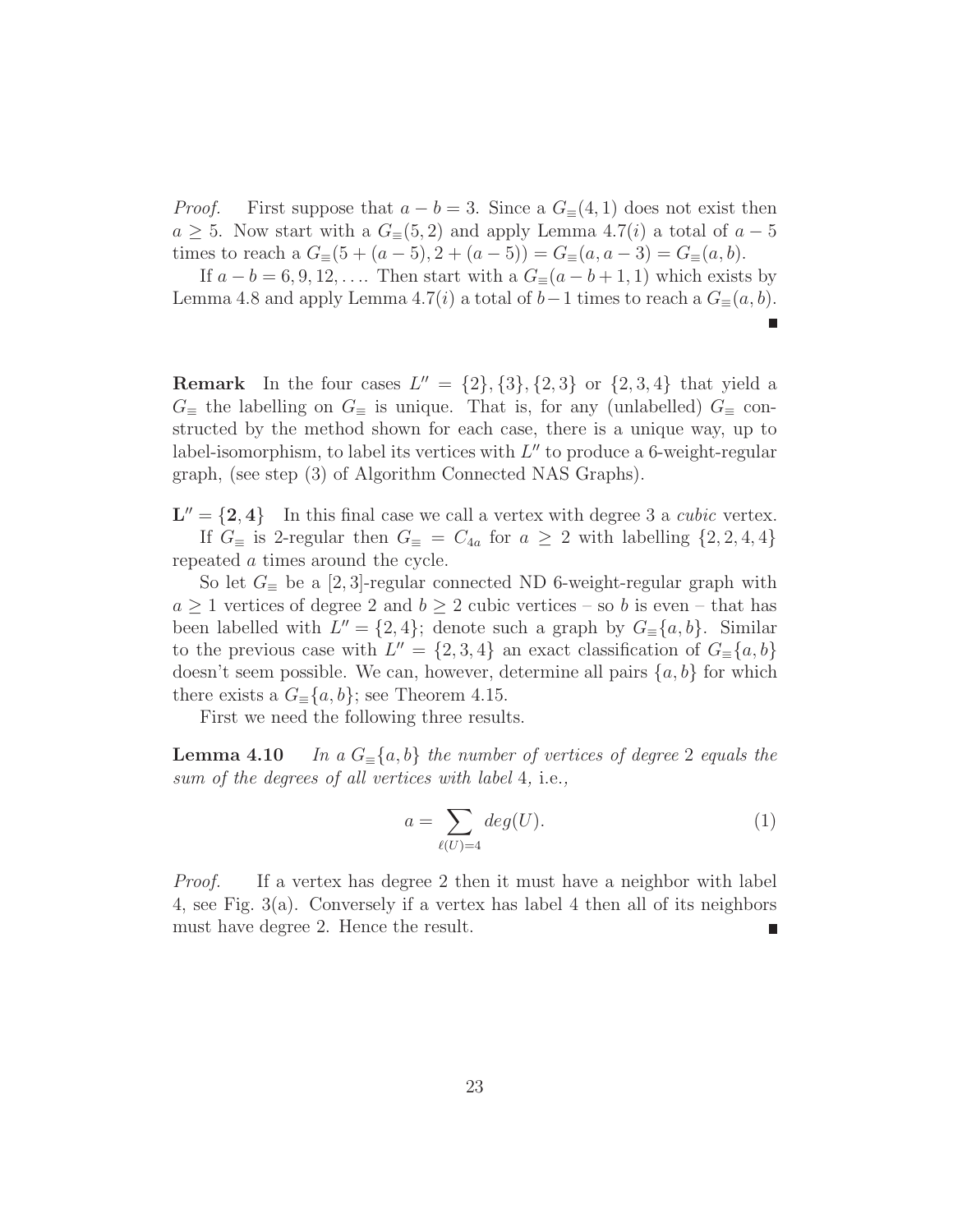*Proof.* First suppose that $a - b = 3$. Since a $G_\equiv(4, 1)$ does not exist then $a \geq 5$. Now start with a $G_\equiv(5, 2)$ and apply Lemma 4.7($i$) a total of $a - 5$ times to reach a $G_\equiv(5 + (a - 5), 2 + (a - 5)) = G_\equiv(a, a - 3) = G_\equiv(a, b)$.

If $a - b = 6, 9, 12, \ldots$. Then start with a $G_\equiv(a - b + 1, 1)$ which exists by Lemma 4.8 and apply Lemma 4.7($i$) a total of $b - 1$ times to reach a $G_\equiv(a, b)$. ∎

**Remark** In the four cases $L'' = \{2\}, \{3\}, \{2, 3\}$ or $\{2, 3, 4\}$ that yield a $G_\equiv$ the labelling on $G_\equiv$ is unique. That is, for any (unlabelled) $G_\equiv$ constructed by the method shown for each case, there is a unique way, up to label-isomorphism, to label its vertices with $L''$ to produce a 6-weight-regular graph, (see step (3) of Algorithm Connected NAS Graphs).

$\mathbf{L'' = \{2, 4\}}$ In this final case we call a vertex with degree 3 a *cubic* vertex.

If $G_\equiv$ is 2-regular then $G_\equiv = C_{4a}$ for $a \geq 2$ with labelling $\{2, 2, 4, 4\}$ repeated $a$ times around the cycle.

So let $G_\equiv$ be a $[2, 3]$-regular connected ND 6-weight-regular graph with $a \geq 1$ vertices of degree 2 and $b \geq 2$ cubic vertices – so $b$ is even – that has been labelled with $L'' = \{2, 4\}$; denote such a graph by $G_\equiv\{a, b\}$. Similar to the previous case with $L'' = \{2, 3, 4\}$ an exact classification of $G_\equiv\{a, b\}$ doesn't seem possible. We can, however, determine all pairs $\{a, b\}$ for which there exists a $G_\equiv\{a, b\}$; see Theorem 4.15.

First we need the following three results.

**Lemma 4.10** *In a $G_\equiv\{a, b\}$ the number of vertices of degree 2 equals the sum of the degrees of all vertices with label 4,* i.e.*,*

$$a = \sum_{\ell(U)=4} deg(U). \tag{1}$$

*Proof.* If a vertex has degree 2 then it must have a neighbor with label 4, see Fig. 3(a). Conversely if a vertex has label 4 then all of its neighbors must have degree 2. Hence the result. ∎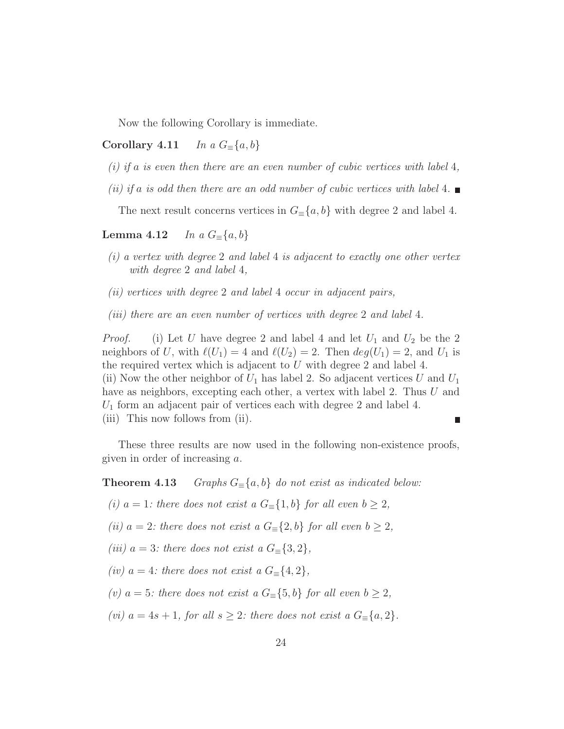Now the following Corollary is immediate.

**Corollary 4.11** *In a $G_{\equiv}\{a, b\}$*

*(i) if $a$ is even then there are an even number of cubic vertices with label 4,*

*(ii) if $a$ is odd then there are an odd number of cubic vertices with label 4.* ■

The next result concerns vertices in $G_{\equiv}\{a, b\}$ with degree 2 and label 4.

**Lemma 4.12** *In a $G_{\equiv}\{a, b\}$*

*(i) a vertex with degree 2 and label 4 is adjacent to exactly one other vertex with degree 2 and label 4,*

*(ii) vertices with degree 2 and label 4 occur in adjacent pairs,*

*(iii) there are an even number of vertices with degree 2 and label 4.*

*Proof.* (i) Let $U$ have degree 2 and label 4 and let $U_1$ and $U_2$ be the 2 neighbors of $U$, with $\ell(U_1) = 4$ and $\ell(U_2) = 2$. Then $deg(U_1) = 2$, and $U_1$ is the required vertex which is adjacent to $U$ with degree 2 and label 4.
(ii) Now the other neighbor of $U_1$ has label 2. So adjacent vertices $U$ and $U_1$ have as neighbors, excepting each other, a vertex with label 2. Thus $U$ and $U_1$ form an adjacent pair of vertices each with degree 2 and label 4.
(iii) This now follows from (ii). ■

These three results are now used in the following non-existence proofs, given in order of increasing $a$.

**Theorem 4.13** *Graphs $G_{\equiv}\{a, b\}$ do not exist as indicated below:*

*(i) $a = 1$: there does not exist a $G_{\equiv}\{1, b\}$ for all even $b \geq 2$,*

*(ii) $a = 2$: there does not exist a $G_{\equiv}\{2, b\}$ for all even $b \geq 2$,*

*(iii) $a = 3$: there does not exist a $G_{\equiv}\{3, 2\}$,*

*(iv) $a = 4$: there does not exist a $G_{\equiv}\{4, 2\}$,*

*(v) $a = 5$: there does not exist a $G_{\equiv}\{5, b\}$ for all even $b \geq 2$,*

*(vi) $a = 4s + 1$, for all $s \geq 2$: there does not exist a $G_{\equiv}\{a, 2\}$.*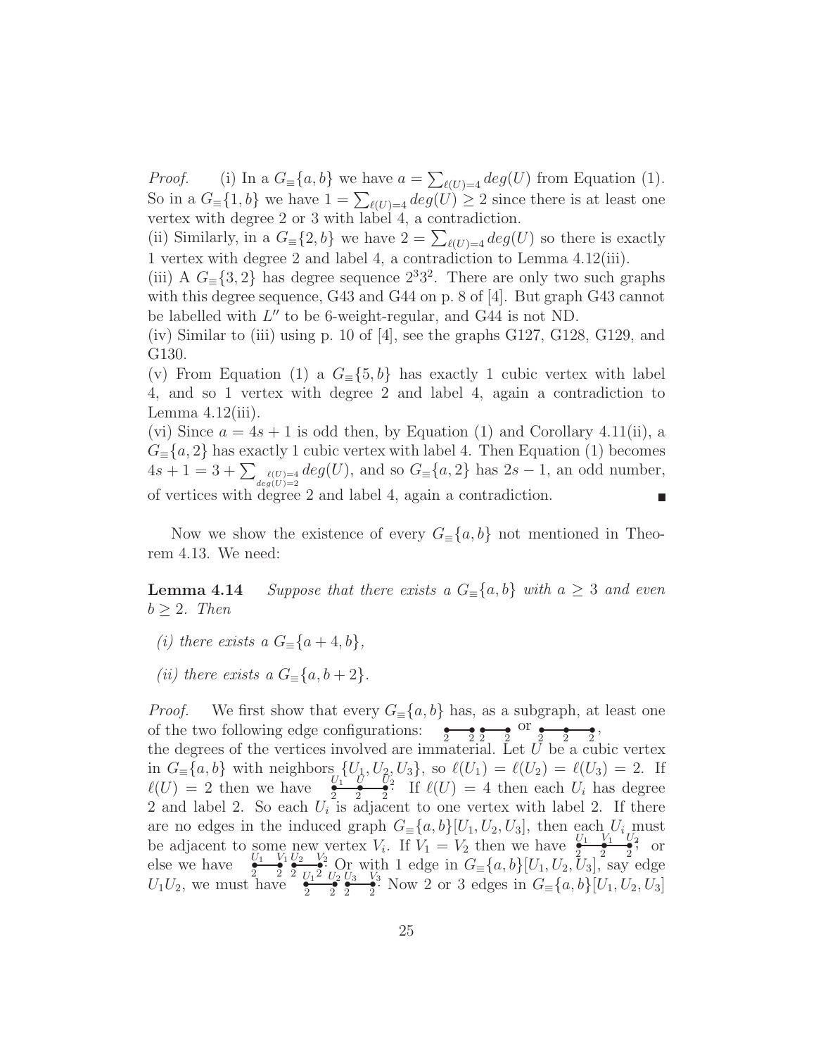*Proof.* (i) In a $G_{\equiv}\{a,b\}$ we have $a = \sum_{\ell(U)=4} deg(U)$ from Equation (1). So in a $G_{\equiv}\{1,b\}$ we have $1 = \sum_{\ell(U)=4} deg(U) \geq 2$ since there is at least one vertex with degree 2 or 3 with label 4, a contradiction.
(ii) Similarly, in a $G_{\equiv}\{2,b\}$ we have $2 = \sum_{\ell(U)=4} deg(U)$ so there is exactly 1 vertex with degree 2 and label 4, a contradiction to Lemma 4.12(iii).
(iii) A $G_{\equiv}\{3,2\}$ has degree sequence $2^3 3^2$. There are only two such graphs with this degree sequence, G43 and G44 on p. 8 of [4]. But graph G43 cannot be labelled with $L''$ to be 6-weight-regular, and G44 is not ND.
(iv) Similar to (iii) using p. 10 of [4], see the graphs G127, G128, G129, and G130.
(v) From Equation (1) a $G_{\equiv}\{5,b\}$ has exactly 1 cubic vertex with label 4, and so 1 vertex with degree 2 and label 4, again a contradiction to Lemma 4.12(iii).
(vi) Since $a = 4s+1$ is odd then, by Equation (1) and Corollary 4.11(ii), a $G_{\equiv}\{a,2\}$ has exactly 1 cubic vertex with label 4. Then Equation (1) becomes $4s+1 = 3 + \sum_{\substack{\ell(U)=4 \\ deg(U)=2}} deg(U)$, and so $G_{\equiv}\{a,2\}$ has $2s-1$, an odd number, of vertices with degree 2 and label 4, again a contradiction. ∎

Now we show the existence of every $G_{\equiv}\{a,b\}$ not mentioned in Theorem 4.13. We need:

**Lemma 4.14** *Suppose that there exists a $G_{\equiv}\{a,b\}$ with $a \geq 3$ and even $b \geq 2$. Then*

*(i) there exists a $G_{\equiv}\{a+4,b\}$,*

*(ii) there exists a $G_{\equiv}\{a,b+2\}$.*

*Proof.* We first show that every $G_{\equiv}\{a,b\}$ has, as a subgraph, at least one of the two following edge configurations: $\overset{}{\underset{2}{\bullet}}\!\!-\!\!\overset{}{\underset{2}{\bullet}}\ \overset{}{\underset{2}{\bullet}}\!\!-\!\!\overset{}{\underset{2}{\bullet}}$ or $\underset{2}{\bullet}\!\!-\!\!\underset{2}{\bullet}\!\!-\!\!\underset{2}{\bullet}$; the degrees of the vertices involved are immaterial. Let $U$ be a cubic vertex in $G_{\equiv}\{a,b\}$ with neighbors $\{U_1,U_2,U_3\}$, so $\ell(U_1)=\ell(U_2)=\ell(U_3)=2$. If $\ell(U)=2$ then we have $\overset{U_1}{\underset{2}{\bullet}}\!\!-\!\!\overset{U}{\underset{2}{\bullet}}\!\!-\!\!\overset{U_2}{\underset{2}{\bullet}}$. If $\ell(U)=4$ then each $U_i$ has degree 2 and label 2. So each $U_i$ is adjacent to one vertex with label 2. If there are no edges in the induced graph $G_{\equiv}\{a,b\}[U_1,U_2,U_3]$, then each $U_i$ must be adjacent to some new vertex $V_i$. If $V_1=V_2$ then we have $\overset{U_1}{\underset{2}{\bullet}}\!\!-\!\!\overset{V_1}{\underset{2}{\bullet}}\!\!-\!\!\overset{U_2}{\underset{2}{\bullet}}$; or else we have $\overset{U_1}{\underset{2}{\bullet}}\!\!-\!\!\overset{V_1}{\underset{2}{\bullet}}\ \overset{U_2}{\underset{2}{\bullet}}\!\!-\!\!\overset{V_2}{\underset{2}{\bullet}}$. Or with 1 edge in $G_{\equiv}\{a,b\}[U_1,U_2,U_3]$, say edge $U_1U_2$, we must have $\overset{U_1}{\underset{2}{\bullet}}\!\!-\!\!\overset{U_2}{\underset{2}{\bullet}}\ \overset{U_3}{\underset{2}{\bullet}}\!\!-\!\!\overset{V_3}{\underset{2}{\bullet}}$. Now 2 or 3 edges in $G_{\equiv}\{a,b\}[U_1,U_2,U_3]$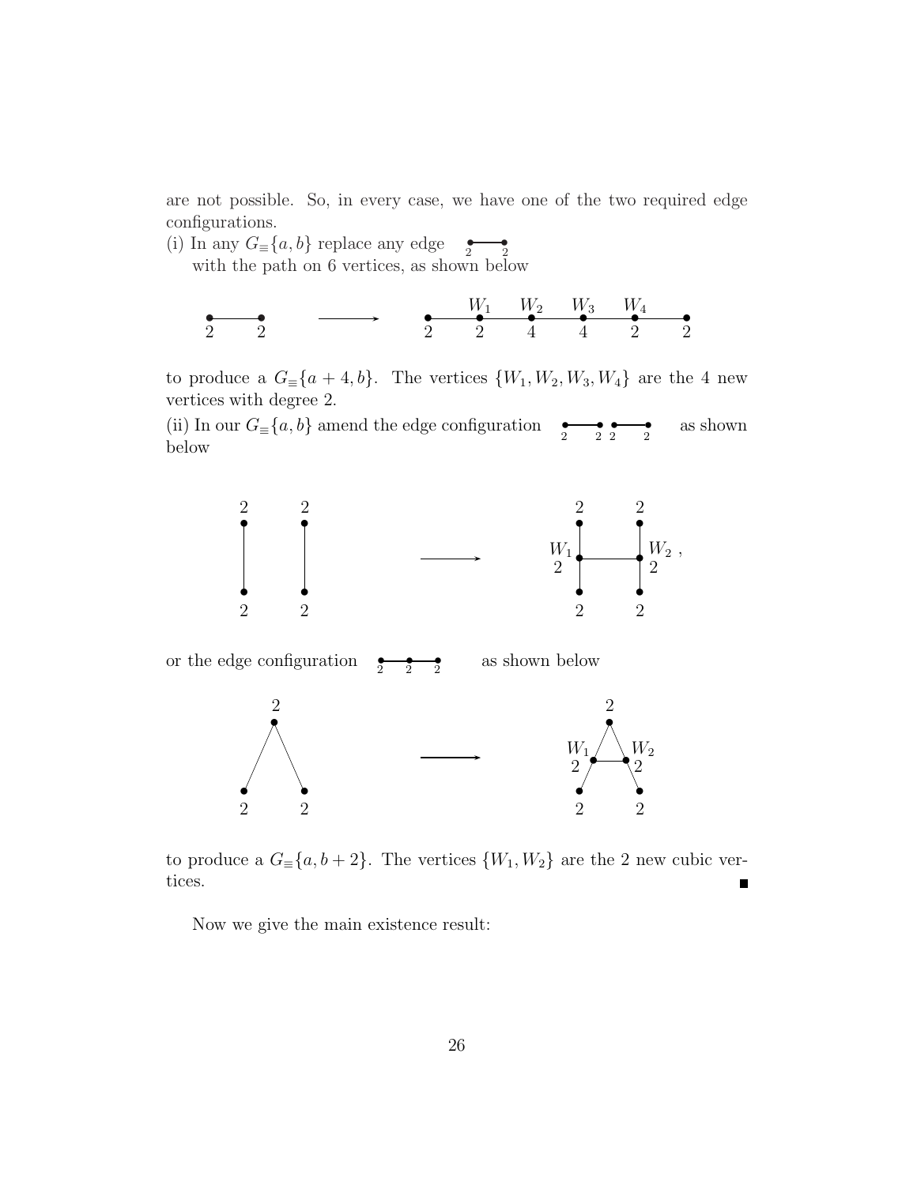are not possible. So, in every case, we have one of the two required edge configurations.

(i) In any $G_{\equiv}\{a, b\}$ replace any edge $\underset{2}{\bullet}\!\!-\!\!\underset{2}{\bullet}$
with the path on 6 vertices, as shown below

to produce a $G_{\equiv}\{a+4, b\}$. The vertices $\{W_1, W_2, W_3, W_4\}$ are the 4 new vertices with degree 2.

(ii) In our $G_{\equiv}\{a, b\}$ amend the edge configuration $\underset{2}{\bullet}\!\!-\!\!\underset{2}{\bullet}\ \underset{2}{\bullet}\!\!-\!\!\underset{2}{\bullet}$ as shown below

or the edge configuration $\underset{2}{\bullet}\!\!-\!\!\underset{2}{\bullet}\!\!-\!\!\underset{2}{\bullet}$ as shown below

to produce a $G_{\equiv}\{a, b+2\}$. The vertices $\{W_1, W_2\}$ are the 2 new cubic vertices. ∎

Now we give the main existence result: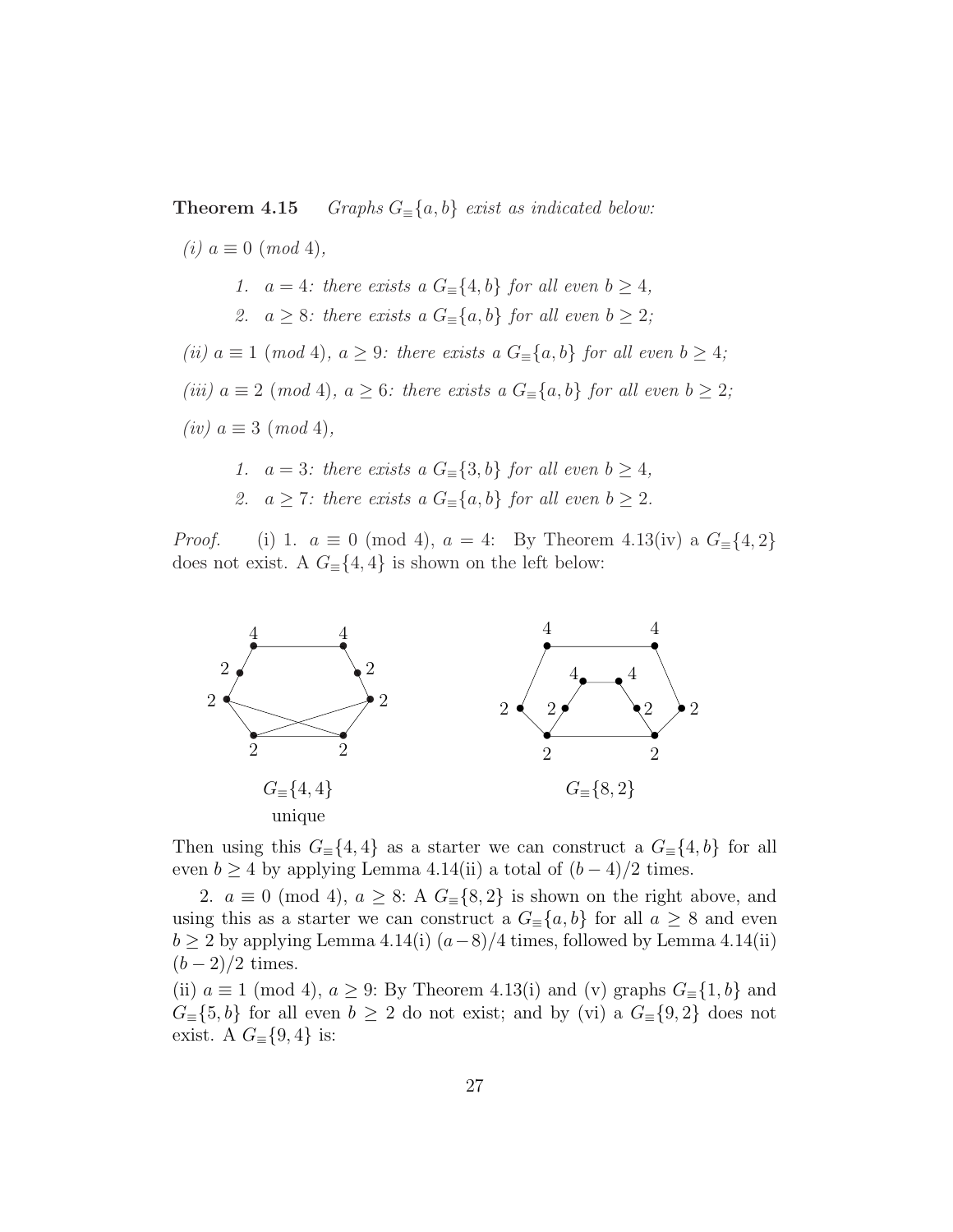**Theorem 4.15** *Graphs $G_{\equiv}\{a, b\}$ exist as indicated below:*

*(i) $a \equiv 0$ (mod 4),*

> *1. $a = 4$: there exists a $G_{\equiv}\{4, b\}$ for all even $b \geq 4$,*
>
> *2. $a \geq 8$: there exists a $G_{\equiv}\{a, b\}$ for all even $b \geq 2$;*

*(ii) $a \equiv 1$ (mod 4), $a \geq 9$: there exists a $G_{\equiv}\{a, b\}$ for all even $b \geq 4$;*

*(iii) $a \equiv 2$ (mod 4), $a \geq 6$: there exists a $G_{\equiv}\{a, b\}$ for all even $b \geq 2$;*

*(iv) $a \equiv 3$ (mod 4),*

> *1. $a = 3$: there exists a $G_{\equiv}\{3, b\}$ for all even $b \geq 4$,*
>
> *2. $a \geq 7$: there exists a $G_{\equiv}\{a, b\}$ for all even $b \geq 2$.*

*Proof.* (i) 1. $a \equiv 0$ (mod 4), $a = 4$: By Theorem 4.13(iv) a $G_{\equiv}\{4, 2\}$ does not exist. A $G_{\equiv}\{4, 4\}$ is shown on the left below:

$G_{\equiv}\{4, 4\}$
unique

$G_{\equiv}\{8, 2\}$

Then using this $G_{\equiv}\{4, 4\}$ as a starter we can construct a $G_{\equiv}\{4, b\}$ for all even $b \geq 4$ by applying Lemma 4.14(ii) a total of $(b - 4)/2$ times.

2. $a \equiv 0$ (mod 4), $a \geq 8$: A $G_{\equiv}\{8, 2\}$ is shown on the right above, and using this as a starter we can construct a $G_{\equiv}\{a, b\}$ for all $a \geq 8$ and even $b \geq 2$ by applying Lemma 4.14(i) $(a-8)/4$ times, followed by Lemma 4.14(ii) $(b - 2)/2$ times.

(ii) $a \equiv 1$ (mod 4), $a \geq 9$: By Theorem 4.13(i) and (v) graphs $G_{\equiv}\{1, b\}$ and $G_{\equiv}\{5, b\}$ for all even $b \geq 2$ do not exist; and by (vi) a $G_{\equiv}\{9, 2\}$ does not exist. A $G_{\equiv}\{9, 4\}$ is: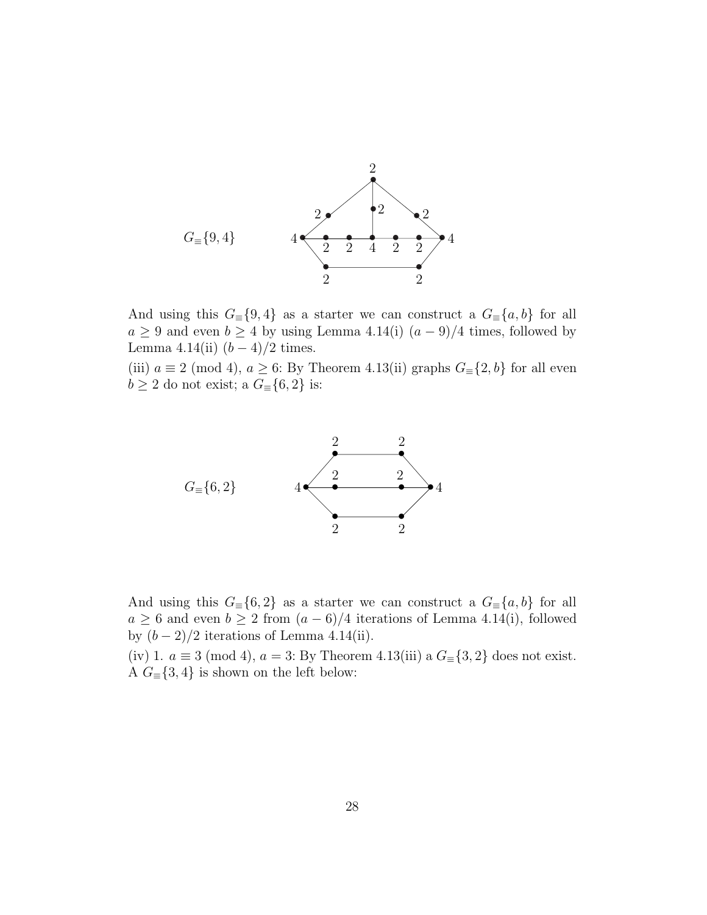$G_{\equiv}\{9,4\}$

And using this $G_{\equiv}\{9,4\}$ as a starter we can construct a $G_{\equiv}\{a,b\}$ for all $a \geq 9$ and even $b \geq 4$ by using Lemma 4.14(i) $(a-9)/4$ times, followed by Lemma 4.14(ii) $(b-4)/2$ times.

(iii) $a \equiv 2 \pmod 4$, $a \geq 6$: By Theorem 4.13(ii) graphs $G_{\equiv}\{2,b\}$ for all even $b \geq 2$ do not exist; a $G_{\equiv}\{6,2\}$ is:

$G_{\equiv}\{6,2\}$

And using this $G_{\equiv}\{6,2\}$ as a starter we can construct a $G_{\equiv}\{a,b\}$ for all $a \geq 6$ and even $b \geq 2$ from $(a-6)/4$ iterations of Lemma 4.14(i), followed by $(b-2)/2$ iterations of Lemma 4.14(ii).

(iv) 1. $a \equiv 3 \pmod 4$, $a = 3$: By Theorem 4.13(iii) a $G_{\equiv}\{3,2\}$ does not exist. A $G_{\equiv}\{3,4\}$ is shown on the left below: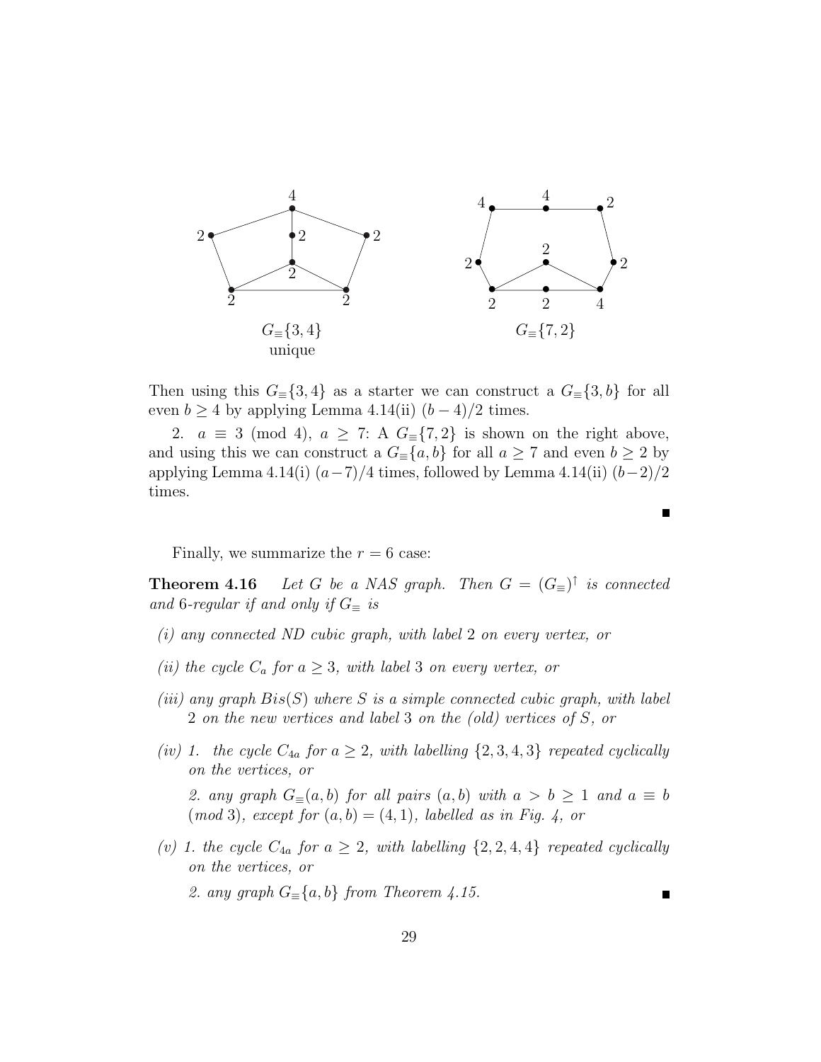$G_{\equiv}\{3,4\}$
unique

$G_{\equiv}\{7,2\}$

Then using this $G_{\equiv}\{3,4\}$ as a starter we can construct a $G_{\equiv}\{3,b\}$ for all even $b \geq 4$ by applying Lemma 4.14(ii) $(b-4)/2$ times.

2. $a \equiv 3 \pmod 4$, $a \geq 7$: A $G_{\equiv}\{7,2\}$ is shown on the right above, and using this we can construct a $G_{\equiv}\{a,b\}$ for all $a \geq 7$ and even $b \geq 2$ by applying Lemma 4.14(i) $(a-7)/4$ times, followed by Lemma 4.14(ii) $(b-2)/2$ times.

■

Finally, we summarize the $r = 6$ case:

**Theorem 4.16** *Let $G$ be a NAS graph. Then $G = (G_{\equiv})^{\uparrow}$ is connected and 6-regular if and only if $G_{\equiv}$ is*

*(i) any connected ND cubic graph, with label 2 on every vertex, or*

*(ii) the cycle $C_a$ for $a \geq 3$, with label 3 on every vertex, or*

*(iii) any graph $Bis(S)$ where $S$ is a simple connected cubic graph, with label 2 on the new vertices and label 3 on the (old) vertices of $S$, or*

*(iv) 1. the cycle $C_{4a}$ for $a \geq 2$, with labelling $\{2,3,4,3\}$ repeated cyclically on the vertices, or*

*2. any graph $G_{\equiv}(a,b)$ for all pairs $(a,b)$ with $a > b \geq 1$ and $a \equiv b$ (mod 3), except for $(a,b) = (4,1)$, labelled as in Fig. 4, or*

*(v) 1. the cycle $C_{4a}$ for $a \geq 2$, with labelling $\{2,2,4,4\}$ repeated cyclically on the vertices, or*

*2. any graph $G_{\equiv}\{a,b\}$ from Theorem 4.15.*

■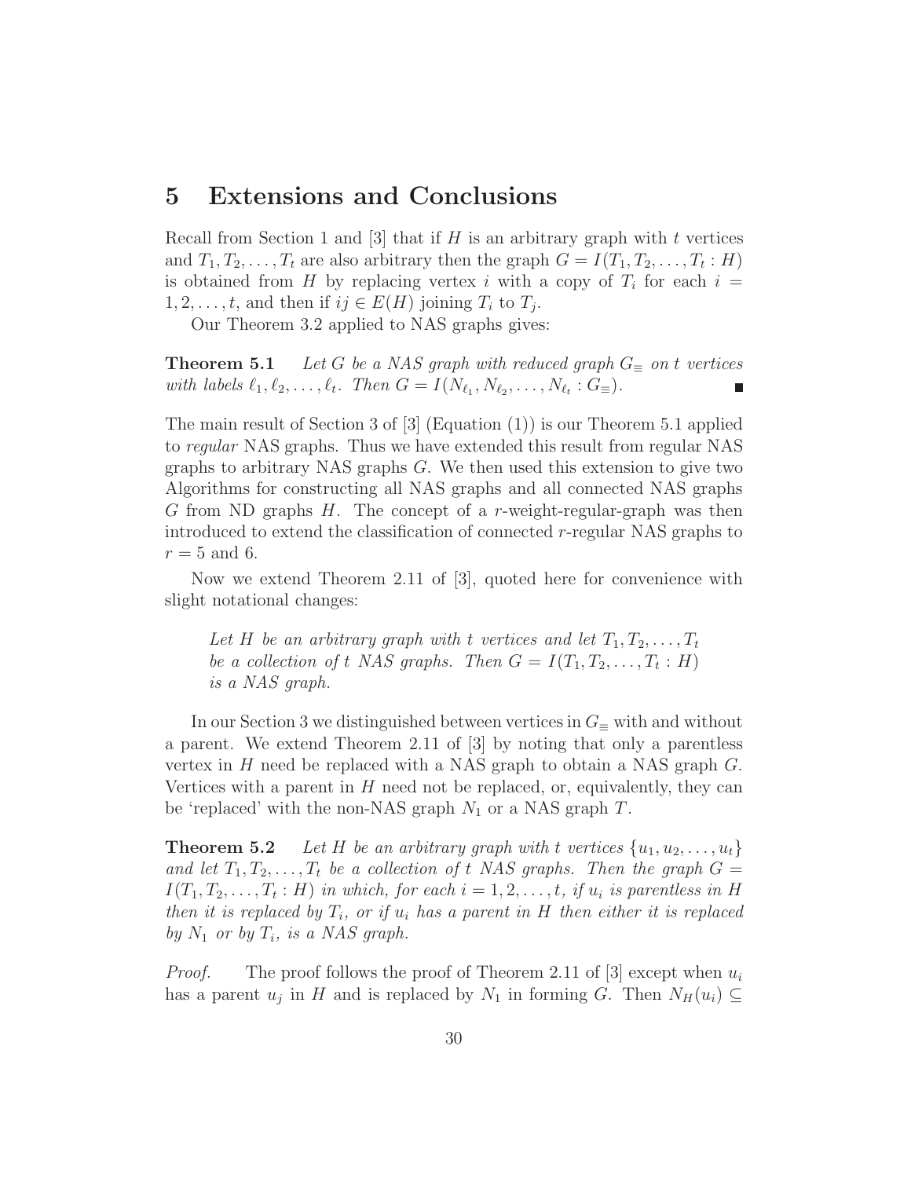# 5 Extensions and Conclusions

Recall from Section 1 and [3] that if $H$ is an arbitrary graph with $t$ vertices and $T_1, T_2, \ldots, T_t$ are also arbitrary then the graph $G = I(T_1, T_2, \ldots, T_t : H)$ is obtained from $H$ by replacing vertex $i$ with a copy of $T_i$ for each $i = 1, 2, \ldots, t$, and then if $ij \in E(H)$ joining $T_i$ to $T_j$.

Our Theorem 3.2 applied to NAS graphs gives:

**Theorem 5.1** *Let $G$ be a NAS graph with reduced graph $G_\equiv$ on $t$ vertices with labels $\ell_1, \ell_2, \ldots, \ell_t$. Then $G = I(N_{\ell_1}, N_{\ell_2}, \ldots, N_{\ell_t} : G_\equiv)$.* ∎

The main result of Section 3 of [3] (Equation (1)) is our Theorem 5.1 applied to *regular* NAS graphs. Thus we have extended this result from regular NAS graphs to arbitrary NAS graphs $G$. We then used this extension to give two Algorithms for constructing all NAS graphs and all connected NAS graphs $G$ from ND graphs $H$. The concept of a $r$-weight-regular-graph was then introduced to extend the classification of connected $r$-regular NAS graphs to $r = 5$ and 6.

Now we extend Theorem 2.11 of [3], quoted here for convenience with slight notational changes:

> *Let $H$ be an arbitrary graph with $t$ vertices and let $T_1, T_2, \ldots, T_t$ be a collection of $t$ NAS graphs. Then $G = I(T_1, T_2, \ldots, T_t : H)$ is a NAS graph.*

In our Section 3 we distinguished between vertices in $G_\equiv$ with and without a parent. We extend Theorem 2.11 of [3] by noting that only a parentless vertex in $H$ need be replaced with a NAS graph to obtain a NAS graph $G$. Vertices with a parent in $H$ need not be replaced, or, equivalently, they can be 'replaced' with the non-NAS graph $N_1$ or a NAS graph $T$.

**Theorem 5.2** *Let $H$ be an arbitrary graph with $t$ vertices $\{u_1, u_2, \ldots, u_t\}$ and let $T_1, T_2, \ldots, T_t$ be a collection of $t$ NAS graphs. Then the graph $G = I(T_1, T_2, \ldots, T_t : H)$ in which, for each $i = 1, 2, \ldots, t$, if $u_i$ is parentless in $H$ then it is replaced by $T_i$, or if $u_i$ has a parent in $H$ then either it is replaced by $N_1$ or by $T_i$, is a NAS graph.*

*Proof.* The proof follows the proof of Theorem 2.11 of [3] except when $u_i$ has a parent $u_j$ in $H$ and is replaced by $N_1$ in forming $G$. Then $N_H(u_i) \subseteq$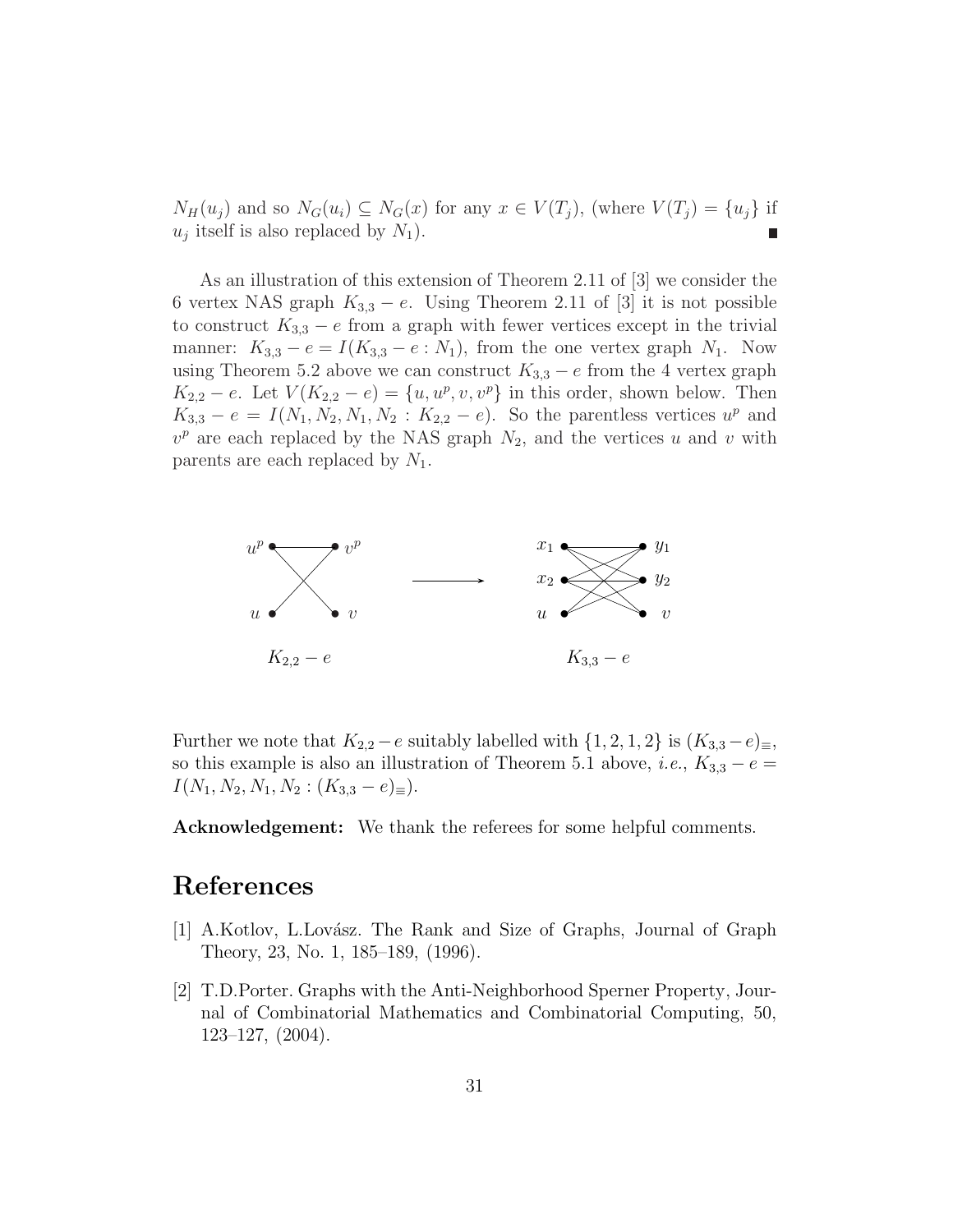$N_H(u_j)$ and so $N_G(u_i) \subseteq N_G(x)$ for any $x \in V(T_j)$, (where $V(T_j) = \{u_j\}$ if $u_j$ itself is also replaced by $N_1$). ∎

As an illustration of this extension of Theorem 2.11 of [3] we consider the 6 vertex NAS graph $K_{3,3} - e$. Using Theorem 2.11 of [3] it is not possible to construct $K_{3,3} - e$ from a graph with fewer vertices except in the trivial manner: $K_{3,3} - e = I(K_{3,3} - e : N_1)$, from the one vertex graph $N_1$. Now using Theorem 5.2 above we can construct $K_{3,3} - e$ from the 4 vertex graph $K_{2,2} - e$. Let $V(K_{2,2} - e) = \{u, u^p, v, v^p\}$ in this order, shown below. Then $K_{3,3} - e = I(N_1, N_2, N_1, N_2 : K_{2,2} - e)$. So the parentless vertices $u^p$ and $v^p$ are each replaced by the NAS graph $N_2$, and the vertices $u$ and $v$ with parents are each replaced by $N_1$.

$K_{2,2} - e$ $\longrightarrow$ $K_{3,3} - e$

Further we note that $K_{2,2} - e$ suitably labelled with $\{1, 2, 1, 2\}$ is $(K_{3,3} - e)_{\equiv}$, so this example is also an illustration of Theorem 5.1 above, *i.e.*, $K_{3,3} - e = I(N_1, N_2, N_1, N_2 : (K_{3,3} - e)_{\equiv})$.

**Acknowledgement:** We thank the referees for some helpful comments.

# References

[1] A.Kotlov, L.Lovász. The Rank and Size of Graphs, Journal of Graph Theory, 23, No. 1, 185–189, (1996).

[2] T.D.Porter. Graphs with the Anti-Neighborhood Sperner Property, Journal of Combinatorial Mathematics and Combinatorial Computing, 50, 123–127, (2004).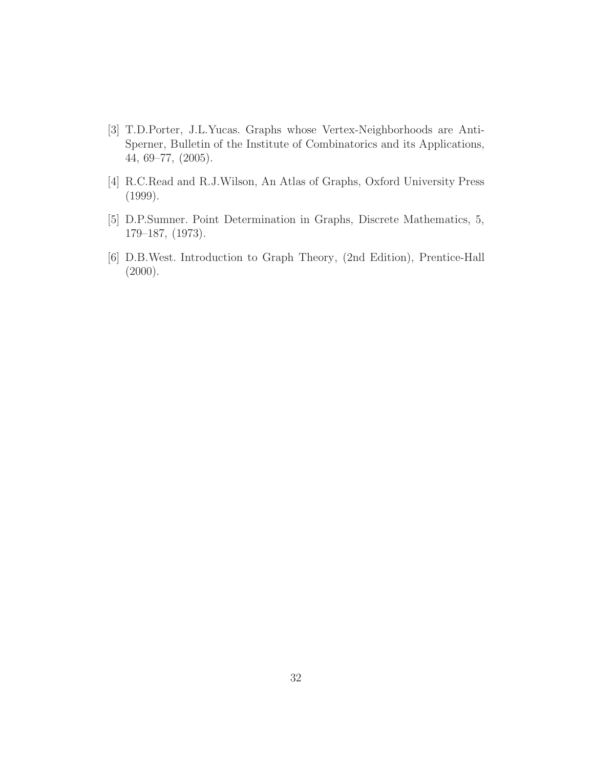[3] T.D.Porter, J.L.Yucas. Graphs whose Vertex-Neighborhoods are Anti-Sperner, Bulletin of the Institute of Combinatorics and its Applications, 44, 69–77, (2005).

[4] R.C.Read and R.J.Wilson, An Atlas of Graphs, Oxford University Press (1999).

[5] D.P.Sumner. Point Determination in Graphs, Discrete Mathematics, 5, 179–187, (1973).

[6] D.B.West. Introduction to Graph Theory, (2nd Edition), Prentice-Hall (2000).